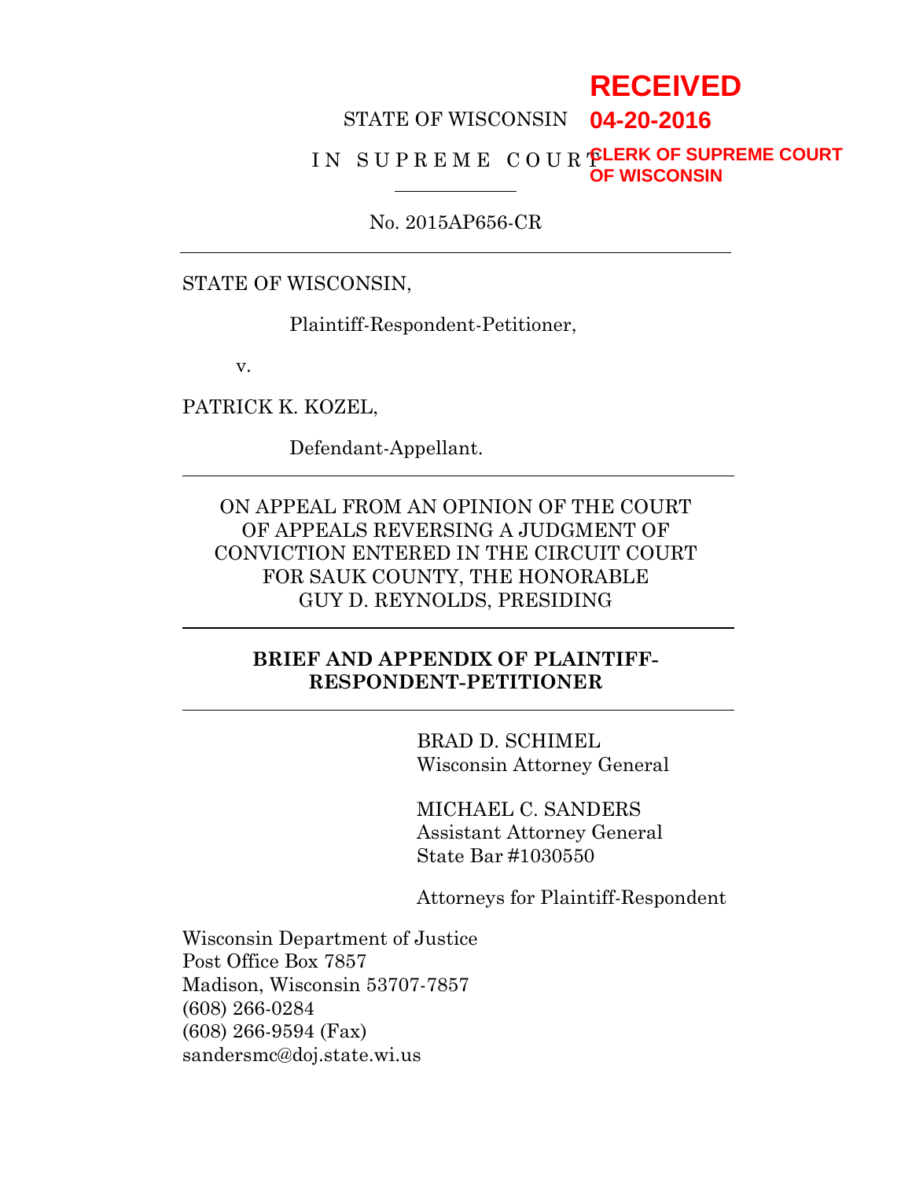RECEIVED
04-20-2016
CLERK OF SUPREME COURT
OF WISCONSIN

STATE OF WISCONSIN

I N S U P R E M E C O U R T

---

No. 2015AP656-CR

---

STATE OF WISCONSIN,

Plaintiff-Respondent-Petitioner,

v.

PATRICK K. KOZEL,

Defendant-Appellant.

---

ON APPEAL FROM AN OPINION OF THE COURT OF APPEALS REVERSING A JUDGMENT OF CONVICTION ENTERED IN THE CIRCUIT COURT FOR SAUK COUNTY, THE HONORABLE GUY D. REYNOLDS, PRESIDING

---

**BRIEF AND APPENDIX OF PLAINTIFF-RESPONDENT-PETITIONER**

---

BRAD D. SCHIMEL
Wisconsin Attorney General

MICHAEL C. SANDERS
Assistant Attorney General
State Bar #1030550

Attorneys for Plaintiff-Respondent

Wisconsin Department of Justice
Post Office Box 7857
Madison, Wisconsin 53707-7857
(608) 266-0284
(608) 266-9594 (Fax)
sandersmc@doj.state.wi.us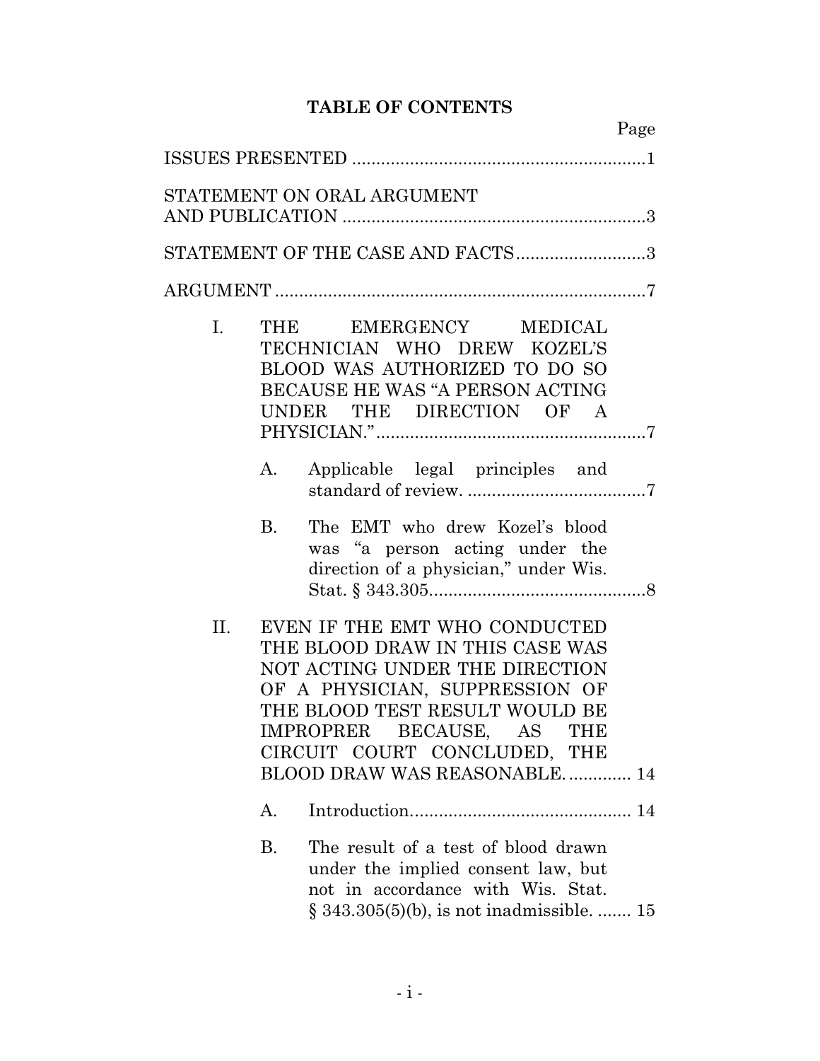## TABLE OF CONTENTS

Page

ISSUES PRESENTED ............................................................1

STATEMENT ON ORAL ARGUMENT AND PUBLICATION ...............................................................3

STATEMENT OF THE CASE AND FACTS...........................3

ARGUMENT ............................................................................7

I. THE EMERGENCY MEDICAL TECHNICIAN WHO DREW KOZEL'S BLOOD WAS AUTHORIZED TO DO SO BECAUSE HE WAS "A PERSON ACTING UNDER THE DIRECTION OF A PHYSICIAN."........................................................7

   A. Applicable legal principles and standard of review. .....................................7

   B. The EMT who drew Kozel's blood was "a person acting under the direction of a physician," under Wis. Stat. § 343.305............................................8

II. EVEN IF THE EMT WHO CONDUCTED THE BLOOD DRAW IN THIS CASE WAS NOT ACTING UNDER THE DIRECTION OF A PHYSICIAN, SUPPRESSION OF THE BLOOD TEST RESULT WOULD BE IMPROPRER BECAUSE, AS THE CIRCUIT COURT CONCLUDED, THE BLOOD DRAW WAS REASONABLE. ............. 14

   A. Introduction............................................. 14

   B. The result of a test of blood drawn under the implied consent law, but not in accordance with Wis. Stat. § 343.305(5)(b), is not inadmissible. ....... 15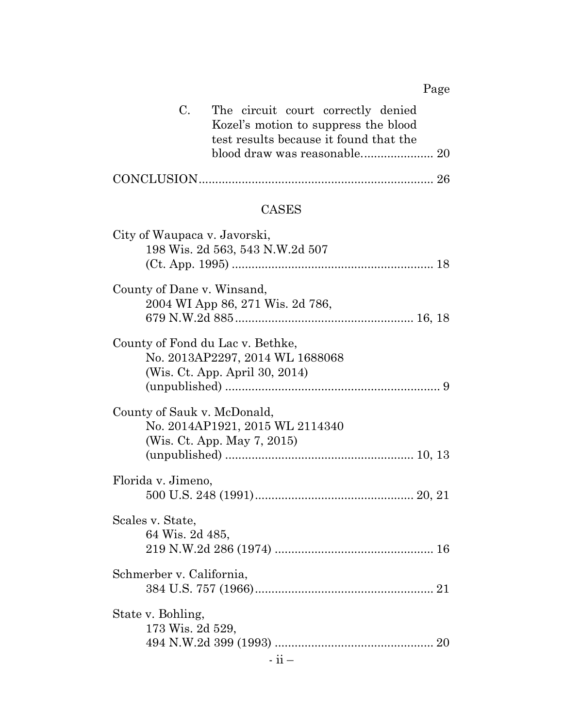Page

C. The circuit court correctly denied Kozel's motion to suppress the blood test results because it found that the blood draw was reasonable...................... 20

CONCLUSION....................................................................... 26

## CASES

City of Waupaca v. Javorski,
198 Wis. 2d 563, 543 N.W.2d 507
(Ct. App. 1995) ............................................................ 18

County of Dane v. Winsand,
2004 WI App 86, 271 Wis. 2d 786,
679 N.W.2d 885..................................................... 16, 18

County of Fond du Lac v. Bethke,
No. 2013AP2297, 2014 WL 1688068
(Wis. Ct. App. April 30, 2014)
(unpublished) ................................................................. 9

County of Sauk v. McDonald,
No. 2014AP1921, 2015 WL 2114340
(Wis. Ct. App. May 7, 2015)
(unpublished) ........................................................ 10, 13

Florida v. Jimeno,
500 U.S. 248 (1991)................................................ 20, 21

Scales v. State,
64 Wis. 2d 485,
219 N.W.2d 286 (1974) ................................................ 16

Schmerber v. California,
384 U.S. 757 (1966)...................................................... 21

State v. Bohling,
173 Wis. 2d 529,
494 N.W.2d 399 (1993) ................................................ 20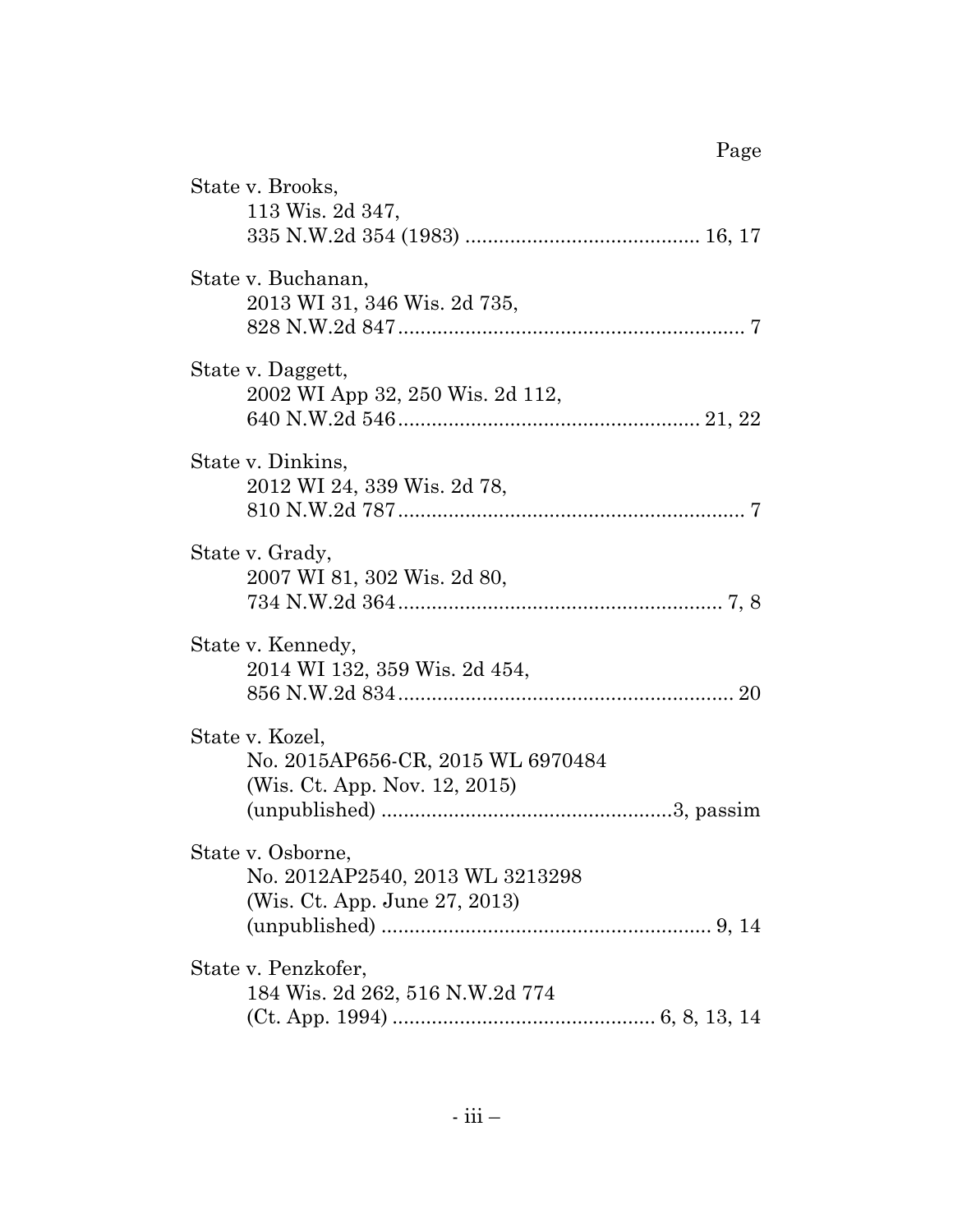Page

State v. Brooks,
113 Wis. 2d 347,
335 N.W.2d 354 (1983) .......................................... 16, 17

State v. Buchanan,
2013 WI 31, 346 Wis. 2d 735,
828 N.W.2d 847.............................................................. 7

State v. Daggett,
2002 WI App 32, 250 Wis. 2d 112,
640 N.W.2d 546...................................................... 21, 22

State v. Dinkins,
2012 WI 24, 339 Wis. 2d 78,
810 N.W.2d 787.............................................................. 7

State v. Grady,
2007 WI 81, 302 Wis. 2d 80,
734 N.W.2d 364......................................................... 7, 8

State v. Kennedy,
2014 WI 132, 359 Wis. 2d 454,
856 N.W.2d 834............................................................ 20

State v. Kozel,
No. 2015AP656-CR, 2015 WL 6970484
(Wis. Ct. App. Nov. 12, 2015)
(unpublished) ....................................................3, passim

State v. Osborne,
No. 2012AP2540, 2013 WL 3213298
(Wis. Ct. App. June 27, 2013)
(unpublished) ........................................................... 9, 14

State v. Penzkofer,
184 Wis. 2d 262, 516 N.W.2d 774
(Ct. App. 1994) ............................................... 6, 8, 13, 14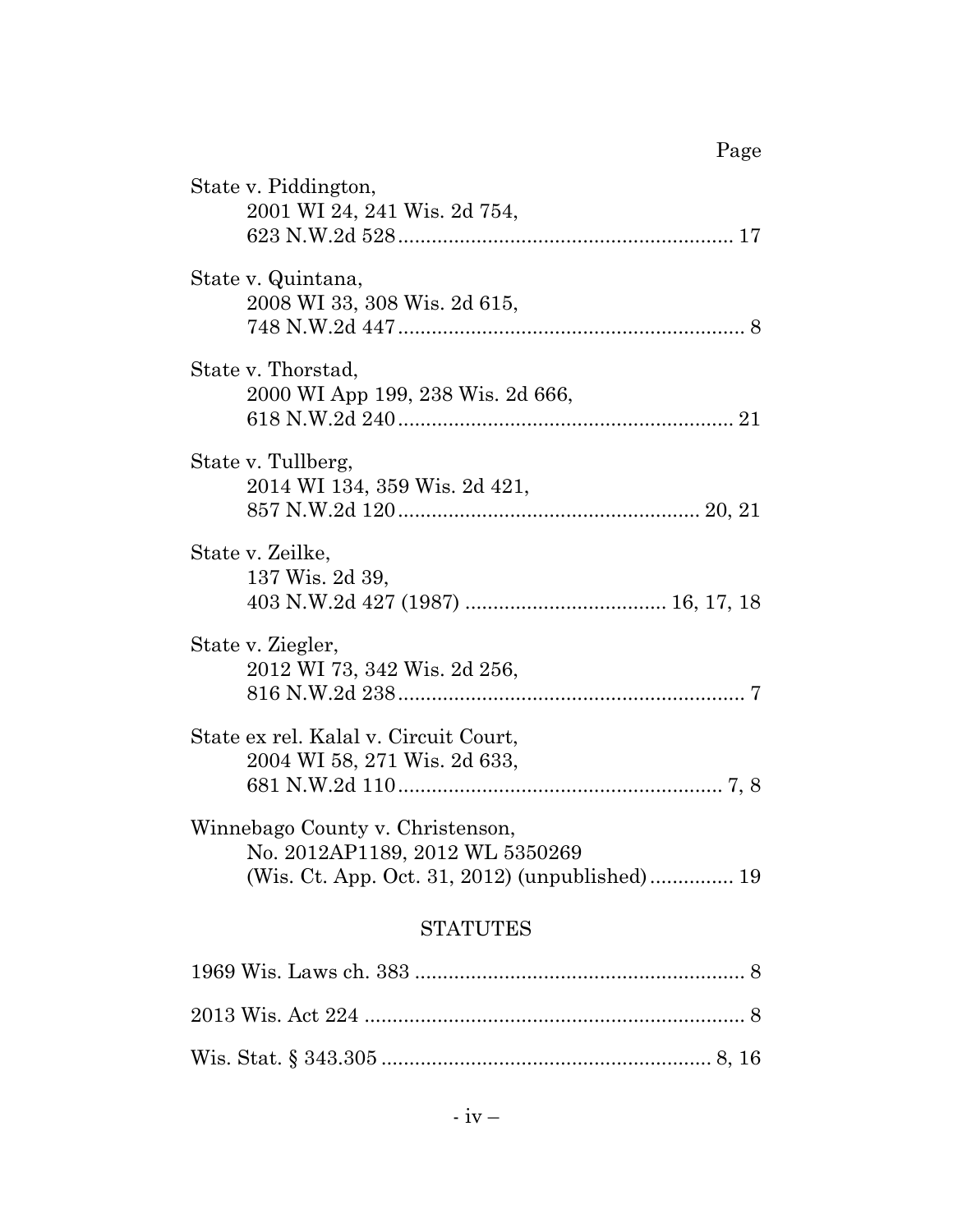Page

State v. Piddington,
2001 WI 24, 241 Wis. 2d 754,
623 N.W.2d 528 ........................................................... 17

State v. Quintana,
2008 WI 33, 308 Wis. 2d 615,
748 N.W.2d 447 ............................................................. 8

State v. Thorstad,
2000 WI App 199, 238 Wis. 2d 666,
618 N.W.2d 240 ........................................................... 21

State v. Tullberg,
2014 WI 134, 359 Wis. 2d 421,
857 N.W.2d 120 ..................................................... 20, 21

State v. Zeilke,
137 Wis. 2d 39,
403 N.W.2d 427 (1987) ................................... 16, 17, 18

State v. Ziegler,
2012 WI 73, 342 Wis. 2d 256,
816 N.W.2d 238 ............................................................. 7

State ex rel. Kalal v. Circuit Court,
2004 WI 58, 271 Wis. 2d 633,
681 N.W.2d 110 ......................................................... 7, 8

Winnebago County v. Christenson,
No. 2012AP1189, 2012 WL 5350269
(Wis. Ct. App. Oct. 31, 2012) (unpublished) ............... 19

## STATUTES

1969 Wis. Laws ch. 383 ........................................................... 8

2013 Wis. Act 224 .................................................................... 8

Wis. Stat. § 343.305 .......................................................... 8, 16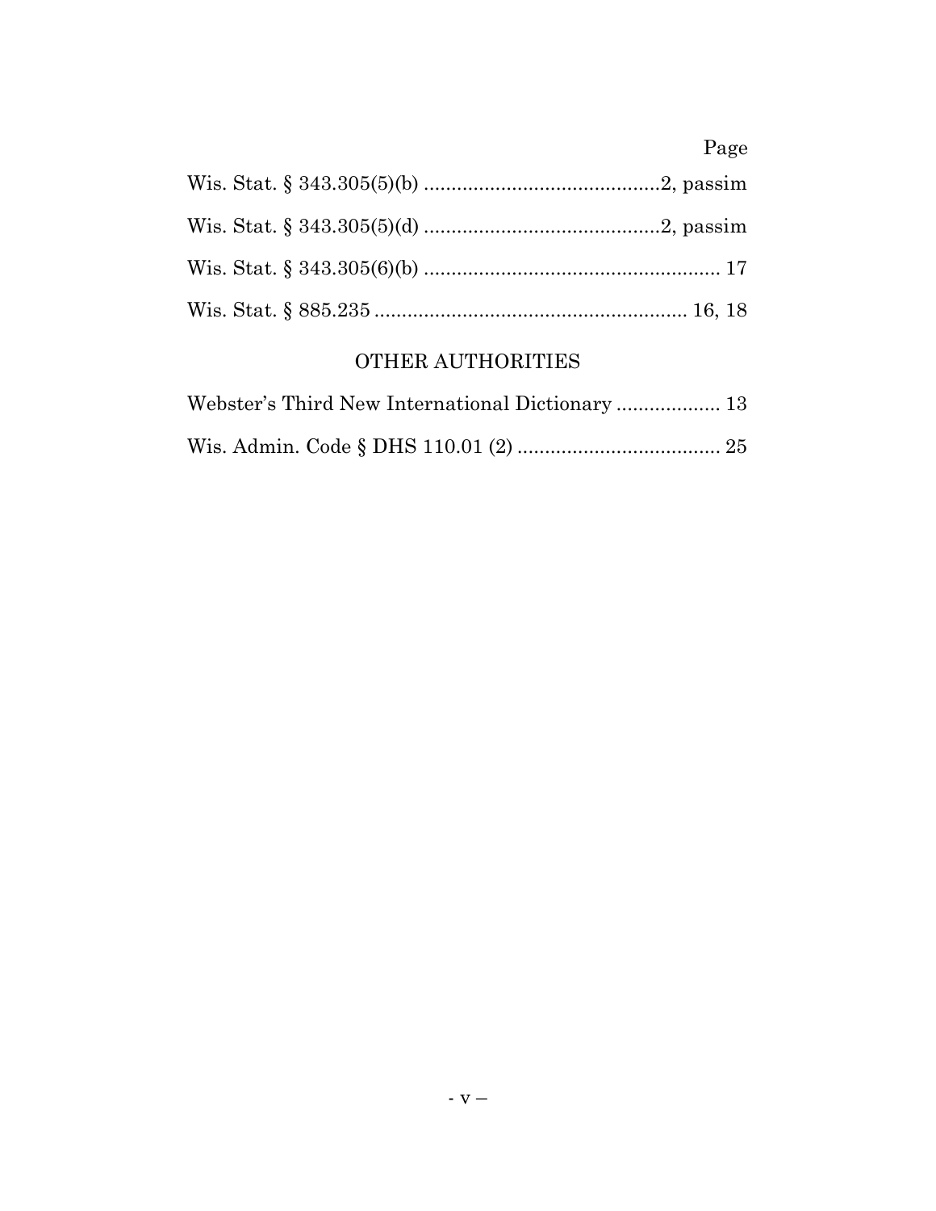| | Page |
|---|---|
| Wis. Stat. § 343.305(5)(b) | 2, passim |
| Wis. Stat. § 343.305(5)(d) | 2, passim |
| Wis. Stat. § 343.305(6)(b) | 17 |
| Wis. Stat. § 885.235 | 16, 18 |

## OTHER AUTHORITIES

| | |
|---|---|
| Webster's Third New International Dictionary | 13 |
| Wis. Admin. Code § DHS 110.01 (2) | 25 |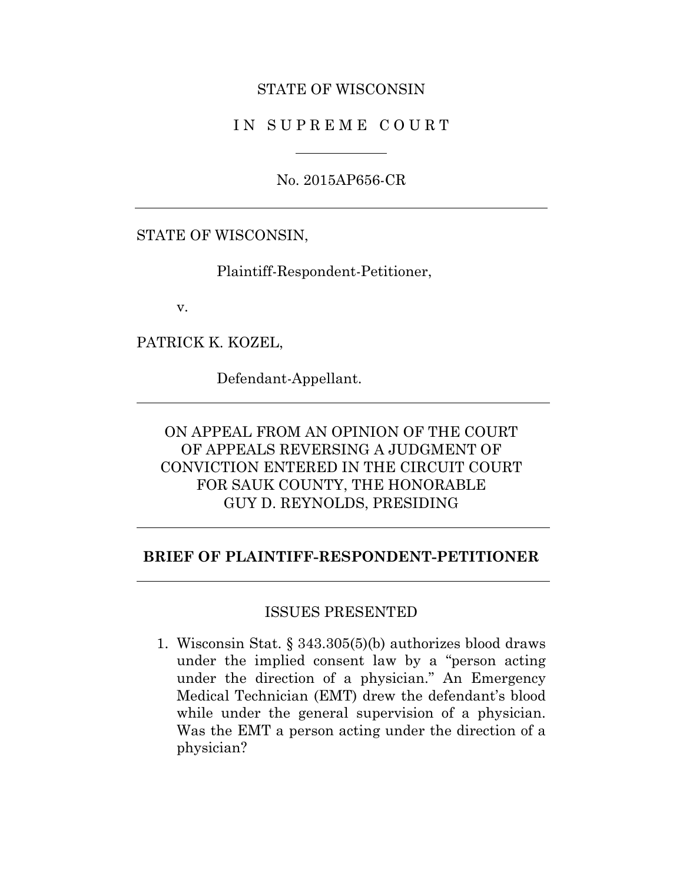STATE OF WISCONSIN

IN SUPREME COURT

No. 2015AP656-CR

---

STATE OF WISCONSIN,

Plaintiff-Respondent-Petitioner,

v.

PATRICK K. KOZEL,

Defendant-Appellant.

---

ON APPEAL FROM AN OPINION OF THE COURT OF APPEALS REVERSING A JUDGMENT OF CONVICTION ENTERED IN THE CIRCUIT COURT FOR SAUK COUNTY, THE HONORABLE GUY D. REYNOLDS, PRESIDING

---

**BRIEF OF PLAINTIFF-RESPONDENT-PETITIONER**

---

ISSUES PRESENTED

1. Wisconsin Stat. § 343.305(5)(b) authorizes blood draws under the implied consent law by a "person acting under the direction of a physician." An Emergency Medical Technician (EMT) drew the defendant's blood while under the general supervision of a physician. Was the EMT a person acting under the direction of a physician?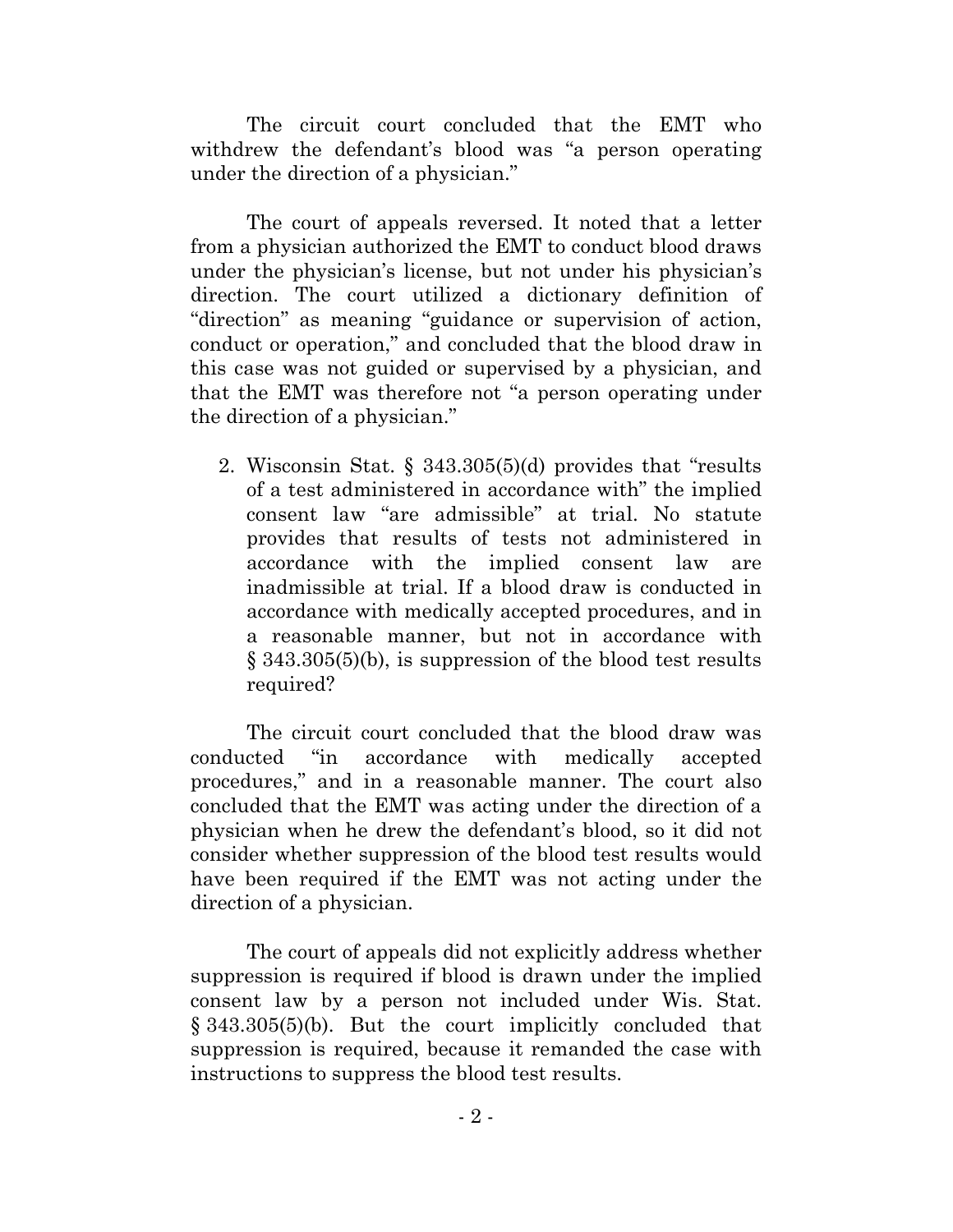The circuit court concluded that the EMT who withdrew the defendant's blood was "a person operating under the direction of a physician."

The court of appeals reversed. It noted that a letter from a physician authorized the EMT to conduct blood draws under the physician's license, but not under his physician's direction. The court utilized a dictionary definition of "direction" as meaning "guidance or supervision of action, conduct or operation," and concluded that the blood draw in this case was not guided or supervised by a physician, and that the EMT was therefore not "a person operating under the direction of a physician."

2. Wisconsin Stat. § 343.305(5)(d) provides that "results of a test administered in accordance with" the implied consent law "are admissible" at trial. No statute provides that results of tests not administered in accordance with the implied consent law are inadmissible at trial. If a blood draw is conducted in accordance with medically accepted procedures, and in a reasonable manner, but not in accordance with § 343.305(5)(b), is suppression of the blood test results required?

The circuit court concluded that the blood draw was conducted "in accordance with medically accepted procedures," and in a reasonable manner. The court also concluded that the EMT was acting under the direction of a physician when he drew the defendant's blood, so it did not consider whether suppression of the blood test results would have been required if the EMT was not acting under the direction of a physician.

The court of appeals did not explicitly address whether suppression is required if blood is drawn under the implied consent law by a person not included under Wis. Stat. § 343.305(5)(b). But the court implicitly concluded that suppression is required, because it remanded the case with instructions to suppress the blood test results.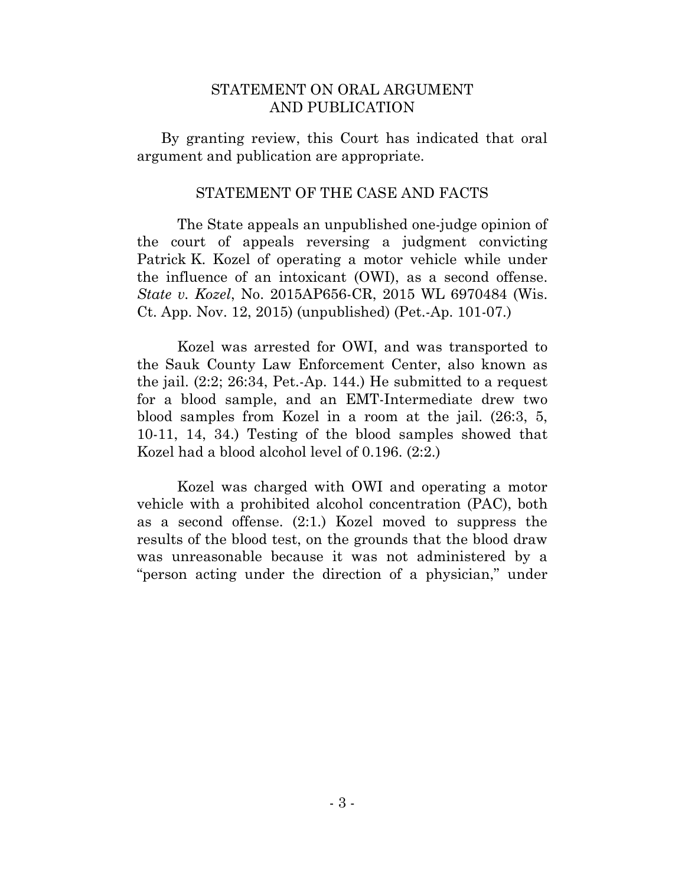## STATEMENT ON ORAL ARGUMENT AND PUBLICATION

By granting review, this Court has indicated that oral argument and publication are appropriate.

## STATEMENT OF THE CASE AND FACTS

The State appeals an unpublished one-judge opinion of the court of appeals reversing a judgment convicting Patrick K. Kozel of operating a motor vehicle while under the influence of an intoxicant (OWI), as a second offense. *State v. Kozel*, No. 2015AP656-CR, 2015 WL 6970484 (Wis. Ct. App. Nov. 12, 2015) (unpublished) (Pet.-Ap. 101-07.)

Kozel was arrested for OWI, and was transported to the Sauk County Law Enforcement Center, also known as the jail. (2:2; 26:34, Pet.-Ap. 144.) He submitted to a request for a blood sample, and an EMT-Intermediate drew two blood samples from Kozel in a room at the jail. (26:3, 5, 10-11, 14, 34.) Testing of the blood samples showed that Kozel had a blood alcohol level of 0.196. (2:2.)

Kozel was charged with OWI and operating a motor vehicle with a prohibited alcohol concentration (PAC), both as a second offense. (2:1.) Kozel moved to suppress the results of the blood test, on the grounds that the blood draw was unreasonable because it was not administered by a "person acting under the direction of a physician," under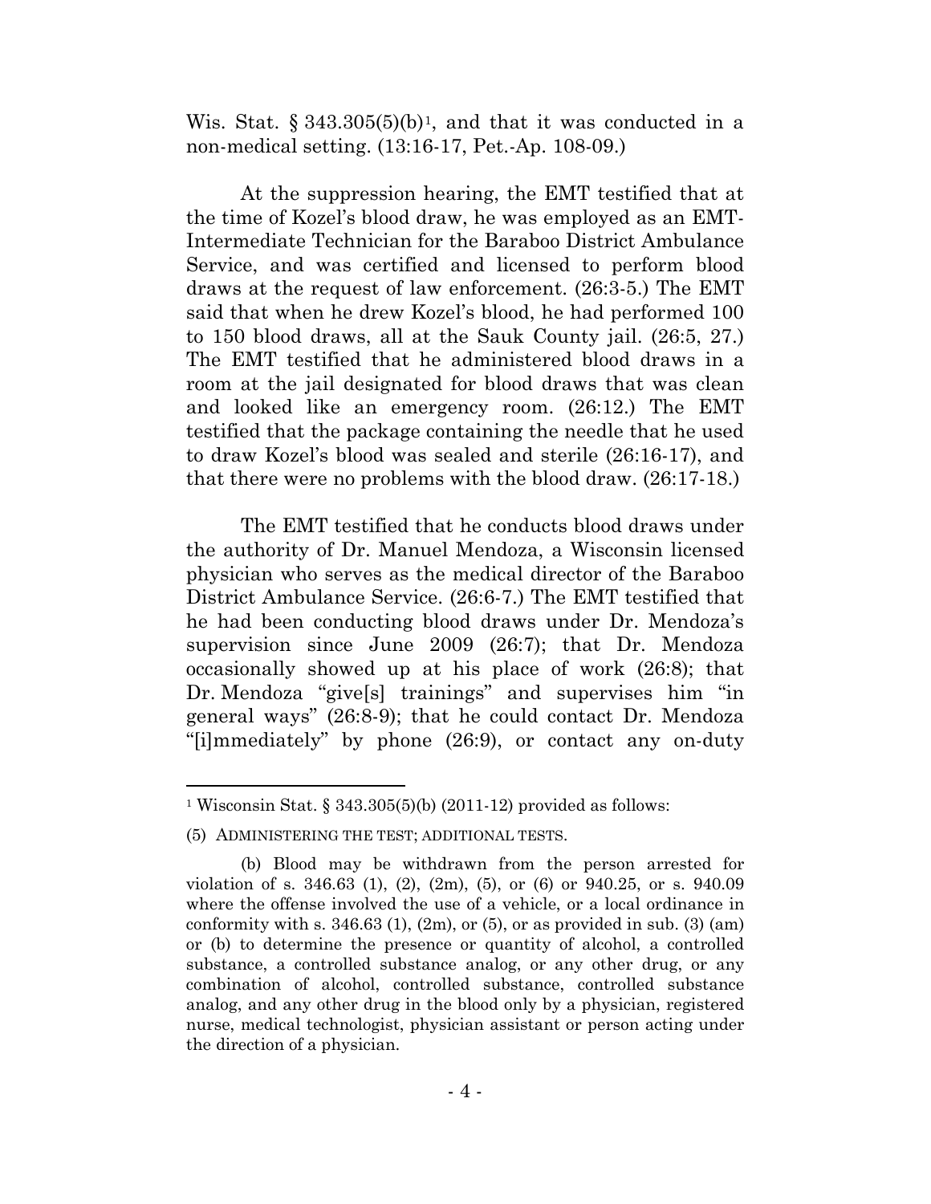Wis. Stat. § 343.305(5)(b)[1], and that it was conducted in a non-medical setting. (13:16-17, Pet.-Ap. 108-09.)

At the suppression hearing, the EMT testified that at the time of Kozel's blood draw, he was employed as an EMT-Intermediate Technician for the Baraboo District Ambulance Service, and was certified and licensed to perform blood draws at the request of law enforcement. (26:3-5.) The EMT said that when he drew Kozel's blood, he had performed 100 to 150 blood draws, all at the Sauk County jail. (26:5, 27.) The EMT testified that he administered blood draws in a room at the jail designated for blood draws that was clean and looked like an emergency room. (26:12.) The EMT testified that the package containing the needle that he used to draw Kozel's blood was sealed and sterile (26:16-17), and that there were no problems with the blood draw. (26:17-18.)

The EMT testified that he conducts blood draws under the authority of Dr. Manuel Mendoza, a Wisconsin licensed physician who serves as the medical director of the Baraboo District Ambulance Service. (26:6-7.) The EMT testified that he had been conducting blood draws under Dr. Mendoza's supervision since June 2009 (26:7); that Dr. Mendoza occasionally showed up at his place of work (26:8); that Dr. Mendoza "give[s] trainings" and supervises him "in general ways" (26:8-9); that he could contact Dr. Mendoza "[i]mmediately" by phone (26:9), or contact any on-duty

---

[1] Wisconsin Stat. § 343.305(5)(b) (2011-12) provided as follows:

(5) ADMINISTERING THE TEST; ADDITIONAL TESTS.

(b) Blood may be withdrawn from the person arrested for violation of s. 346.63 (1), (2), (2m), (5), or (6) or 940.25, or s. 940.09 where the offense involved the use of a vehicle, or a local ordinance in conformity with s. 346.63 (1), (2m), or (5), or as provided in sub. (3) (am) or (b) to determine the presence or quantity of alcohol, a controlled substance, a controlled substance analog, or any other drug, or any combination of alcohol, controlled substance, controlled substance analog, and any other drug in the blood only by a physician, registered nurse, medical technologist, physician assistant or person acting under the direction of a physician.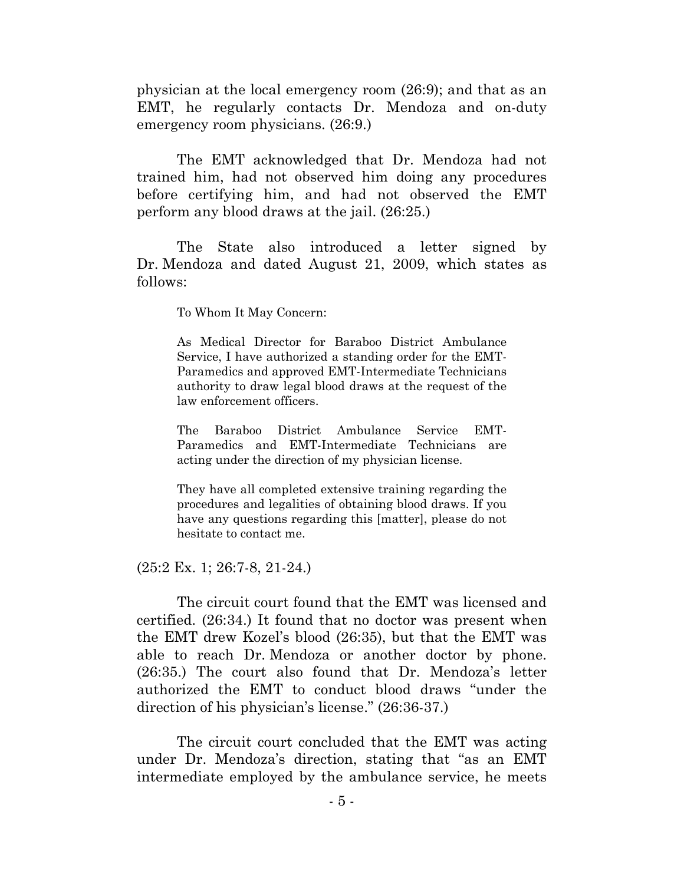physician at the local emergency room (26:9); and that as an EMT, he regularly contacts Dr. Mendoza and on-duty emergency room physicians. (26:9.)

The EMT acknowledged that Dr. Mendoza had not trained him, had not observed him doing any procedures before certifying him, and had not observed the EMT perform any blood draws at the jail. (26:25.)

The State also introduced a letter signed by Dr. Mendoza and dated August 21, 2009, which states as follows:

> To Whom It May Concern:
>
> As Medical Director for Baraboo District Ambulance Service, I have authorized a standing order for the EMT-Paramedics and approved EMT-Intermediate Technicians authority to draw legal blood draws at the request of the law enforcement officers.
>
> The Baraboo District Ambulance Service EMT-Paramedics and EMT-Intermediate Technicians are acting under the direction of my physician license.
>
> They have all completed extensive training regarding the procedures and legalities of obtaining blood draws. If you have any questions regarding this [matter], please do not hesitate to contact me.

(25:2 Ex. 1; 26:7-8, 21-24.)

The circuit court found that the EMT was licensed and certified. (26:34.) It found that no doctor was present when the EMT drew Kozel's blood (26:35), but that the EMT was able to reach Dr. Mendoza or another doctor by phone. (26:35.) The court also found that Dr. Mendoza's letter authorized the EMT to conduct blood draws "under the direction of his physician's license." (26:36-37.)

The circuit court concluded that the EMT was acting under Dr. Mendoza's direction, stating that "as an EMT intermediate employed by the ambulance service, he meets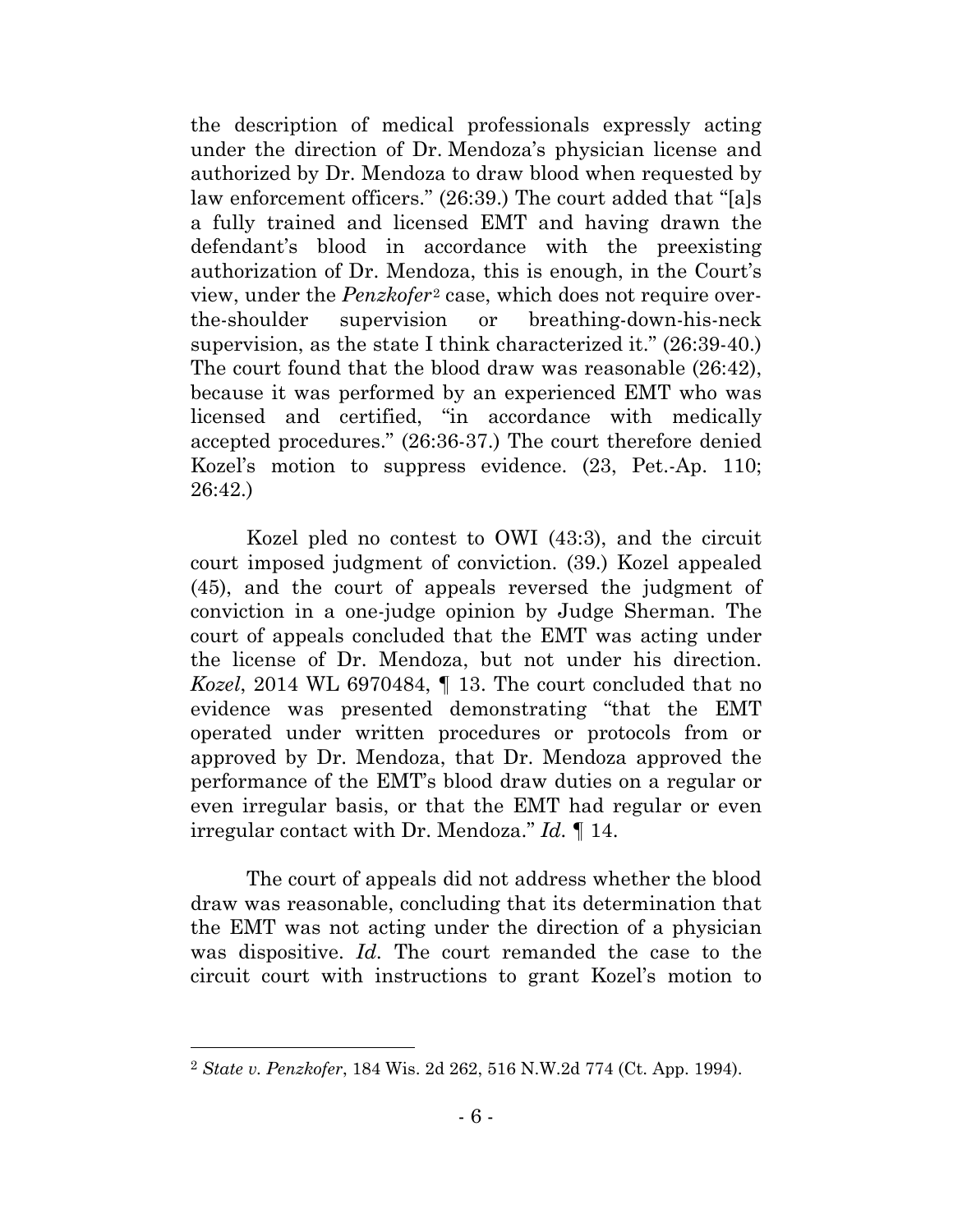the description of medical professionals expressly acting under the direction of Dr. Mendoza's physician license and authorized by Dr. Mendoza to draw blood when requested by law enforcement officers." (26:39.) The court added that "[a]s a fully trained and licensed EMT and having drawn the defendant's blood in accordance with the preexisting authorization of Dr. Mendoza, this is enough, in the Court's view, under the *Penzkofer*[2] case, which does not require over-the-shoulder supervision or breathing-down-his-neck supervision, as the state I think characterized it." (26:39-40.) The court found that the blood draw was reasonable (26:42), because it was performed by an experienced EMT who was licensed and certified, "in accordance with medically accepted procedures." (26:36-37.) The court therefore denied Kozel's motion to suppress evidence. (23, Pet.-Ap. 110; 26:42.)

Kozel pled no contest to OWI (43:3), and the circuit court imposed judgment of conviction. (39.) Kozel appealed (45), and the court of appeals reversed the judgment of conviction in a one-judge opinion by Judge Sherman. The court of appeals concluded that the EMT was acting under the license of Dr. Mendoza, but not under his direction. *Kozel*, 2014 WL 6970484, ¶ 13. The court concluded that no evidence was presented demonstrating "that the EMT operated under written procedures or protocols from or approved by Dr. Mendoza, that Dr. Mendoza approved the performance of the EMT's blood draw duties on a regular or even irregular basis, or that the EMT had regular or even irregular contact with Dr. Mendoza." *Id.* ¶ 14.

The court of appeals did not address whether the blood draw was reasonable, concluding that its determination that the EMT was not acting under the direction of a physician was dispositive. *Id.* The court remanded the case to the circuit court with instructions to grant Kozel's motion to

---

[2] *State v. Penzkofer*, 184 Wis. 2d 262, 516 N.W.2d 774 (Ct. App. 1994).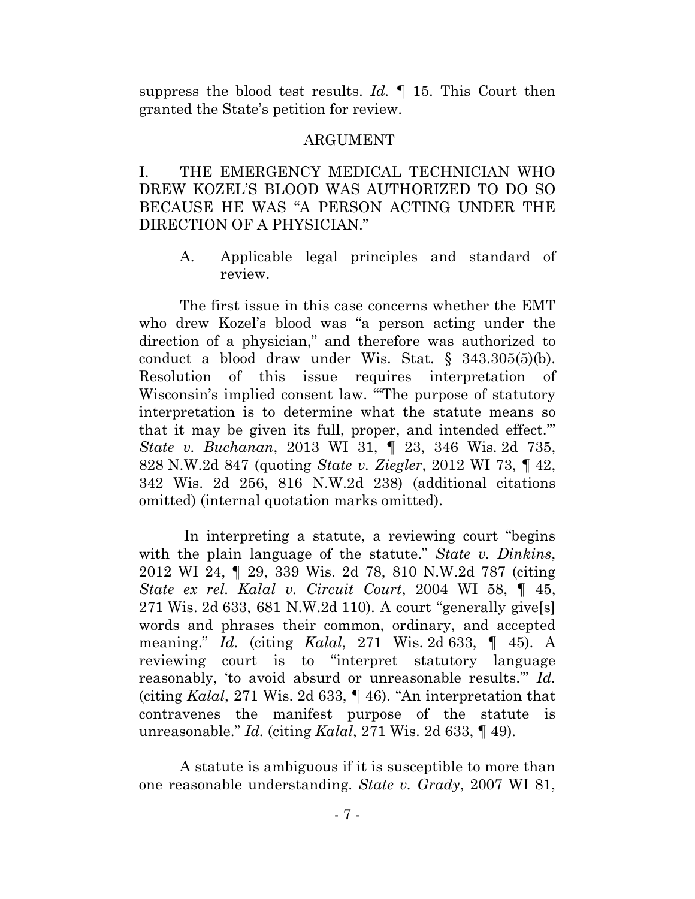suppress the blood test results. *Id.* ¶ 15. This Court then granted the State's petition for review.

## ARGUMENT

### I. THE EMERGENCY MEDICAL TECHNICIAN WHO DREW KOZEL'S BLOOD WAS AUTHORIZED TO DO SO BECAUSE HE WAS "A PERSON ACTING UNDER THE DIRECTION OF A PHYSICIAN."

#### A. Applicable legal principles and standard of review.

The first issue in this case concerns whether the EMT who drew Kozel's blood was "a person acting under the direction of a physician," and therefore was authorized to conduct a blood draw under Wis. Stat. § 343.305(5)(b). Resolution of this issue requires interpretation of Wisconsin's implied consent law. "'The purpose of statutory interpretation is to determine what the statute means so that it may be given its full, proper, and intended effect.'" *State v. Buchanan*, 2013 WI 31, ¶ 23, 346 Wis. 2d 735, 828 N.W.2d 847 (quoting *State v. Ziegler*, 2012 WI 73, ¶ 42, 342 Wis. 2d 256, 816 N.W.2d 238) (additional citations omitted) (internal quotation marks omitted).

In interpreting a statute, a reviewing court "begins with the plain language of the statute." *State v. Dinkins*, 2012 WI 24, ¶ 29, 339 Wis. 2d 78, 810 N.W.2d 787 (citing *State ex rel. Kalal v. Circuit Court*, 2004 WI 58, ¶ 45, 271 Wis. 2d 633, 681 N.W.2d 110). A court "generally give[s] words and phrases their common, ordinary, and accepted meaning." *Id.* (citing *Kalal*, 271 Wis. 2d 633, ¶ 45). A reviewing court is to "interpret statutory language reasonably, 'to avoid absurd or unreasonable results.'" *Id.* (citing *Kalal*, 271 Wis. 2d 633, ¶ 46). "An interpretation that contravenes the manifest purpose of the statute is unreasonable." *Id.* (citing *Kalal*, 271 Wis. 2d 633, ¶ 49).

A statute is ambiguous if it is susceptible to more than one reasonable understanding. *State v. Grady*, 2007 WI 81,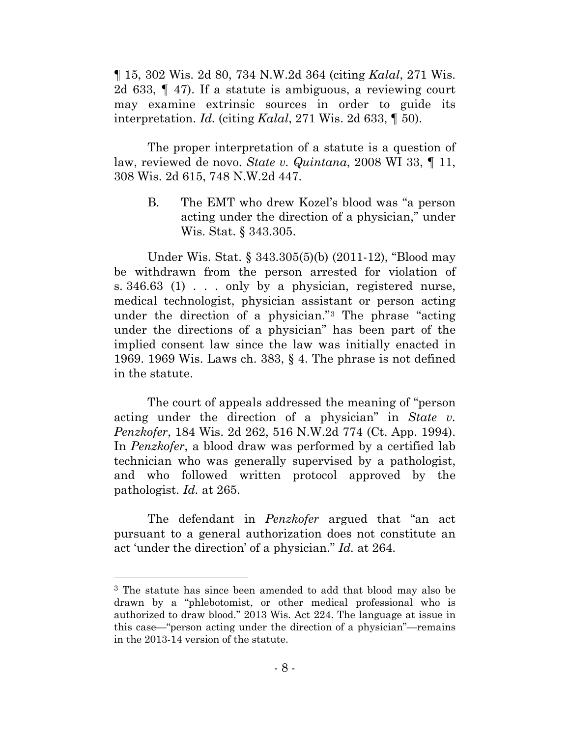¶ 15, 302 Wis. 2d 80, 734 N.W.2d 364 (citing *Kalal*, 271 Wis. 2d 633, ¶ 47). If a statute is ambiguous, a reviewing court may examine extrinsic sources in order to guide its interpretation. *Id.* (citing *Kalal*, 271 Wis. 2d 633, ¶ 50).

The proper interpretation of a statute is a question of law, reviewed de novo. *State v. Quintana*, 2008 WI 33, ¶ 11, 308 Wis. 2d 615, 748 N.W.2d 447.

B. The EMT who drew Kozel's blood was "a person acting under the direction of a physician," under Wis. Stat. § 343.305.

Under Wis. Stat. § 343.305(5)(b) (2011-12), "Blood may be withdrawn from the person arrested for violation of s. 346.63 (1) . . . only by a physician, registered nurse, medical technologist, physician assistant or person acting under the direction of a physician."[3] The phrase "acting under the directions of a physician" has been part of the implied consent law since the law was initially enacted in 1969. 1969 Wis. Laws ch. 383, § 4. The phrase is not defined in the statute.

The court of appeals addressed the meaning of "person acting under the direction of a physician" in *State v. Penzkofer*, 184 Wis. 2d 262, 516 N.W.2d 774 (Ct. App. 1994). In *Penzkofer*, a blood draw was performed by a certified lab technician who was generally supervised by a pathologist, and who followed written protocol approved by the pathologist. *Id.* at 265.

The defendant in *Penzkofer* argued that "an act pursuant to a general authorization does not constitute an act 'under the direction' of a physician." *Id.* at 264.

[3] The statute has since been amended to add that blood may also be drawn by a "phlebotomist, or other medical professional who is authorized to draw blood." 2013 Wis. Act 224. The language at issue in this case—"person acting under the direction of a physician"—remains in the 2013-14 version of the statute.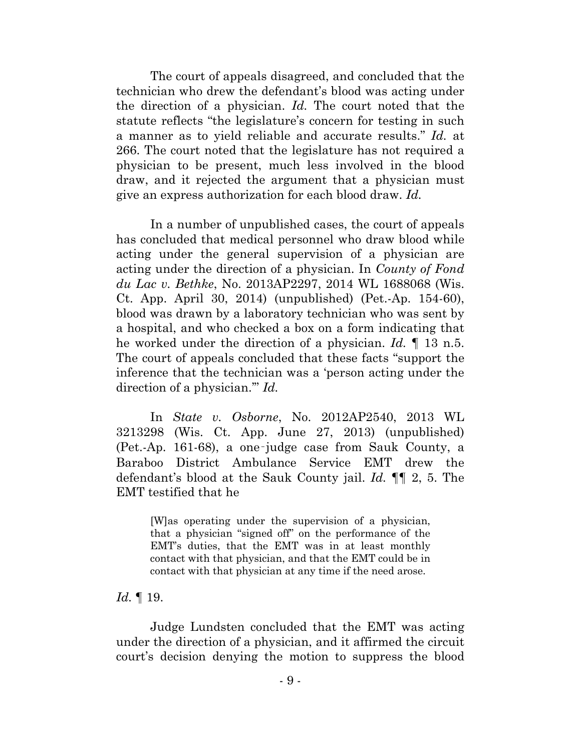The court of appeals disagreed, and concluded that the technician who drew the defendant's blood was acting under the direction of a physician. *Id.* The court noted that the statute reflects "the legislature's concern for testing in such a manner as to yield reliable and accurate results." *Id.* at 266. The court noted that the legislature has not required a physician to be present, much less involved in the blood draw, and it rejected the argument that a physician must give an express authorization for each blood draw. *Id.*

In a number of unpublished cases, the court of appeals has concluded that medical personnel who draw blood while acting under the general supervision of a physician are acting under the direction of a physician. In *County of Fond du Lac v. Bethke*, No. 2013AP2297, 2014 WL 1688068 (Wis. Ct. App. April 30, 2014) (unpublished) (Pet.-Ap. 154-60), blood was drawn by a laboratory technician who was sent by a hospital, and who checked a box on a form indicating that he worked under the direction of a physician. *Id.* ¶ 13 n.5. The court of appeals concluded that these facts "support the inference that the technician was a 'person acting under the direction of a physician.'" *Id.*

In *State v. Osborne*, No. 2012AP2540, 2013 WL 3213298 (Wis. Ct. App. June 27, 2013) (unpublished) (Pet.-Ap. 161-68), a one-judge case from Sauk County, a Baraboo District Ambulance Service EMT drew the defendant's blood at the Sauk County jail. *Id.* ¶¶ 2, 5. The EMT testified that he

> [W]as operating under the supervision of a physician, that a physician "signed off" on the performance of the EMT's duties, that the EMT was in at least monthly contact with that physician, and that the EMT could be in contact with that physician at any time if the need arose.

*Id.* ¶ 19.

Judge Lundsten concluded that the EMT was acting under the direction of a physician, and it affirmed the circuit court's decision denying the motion to suppress the blood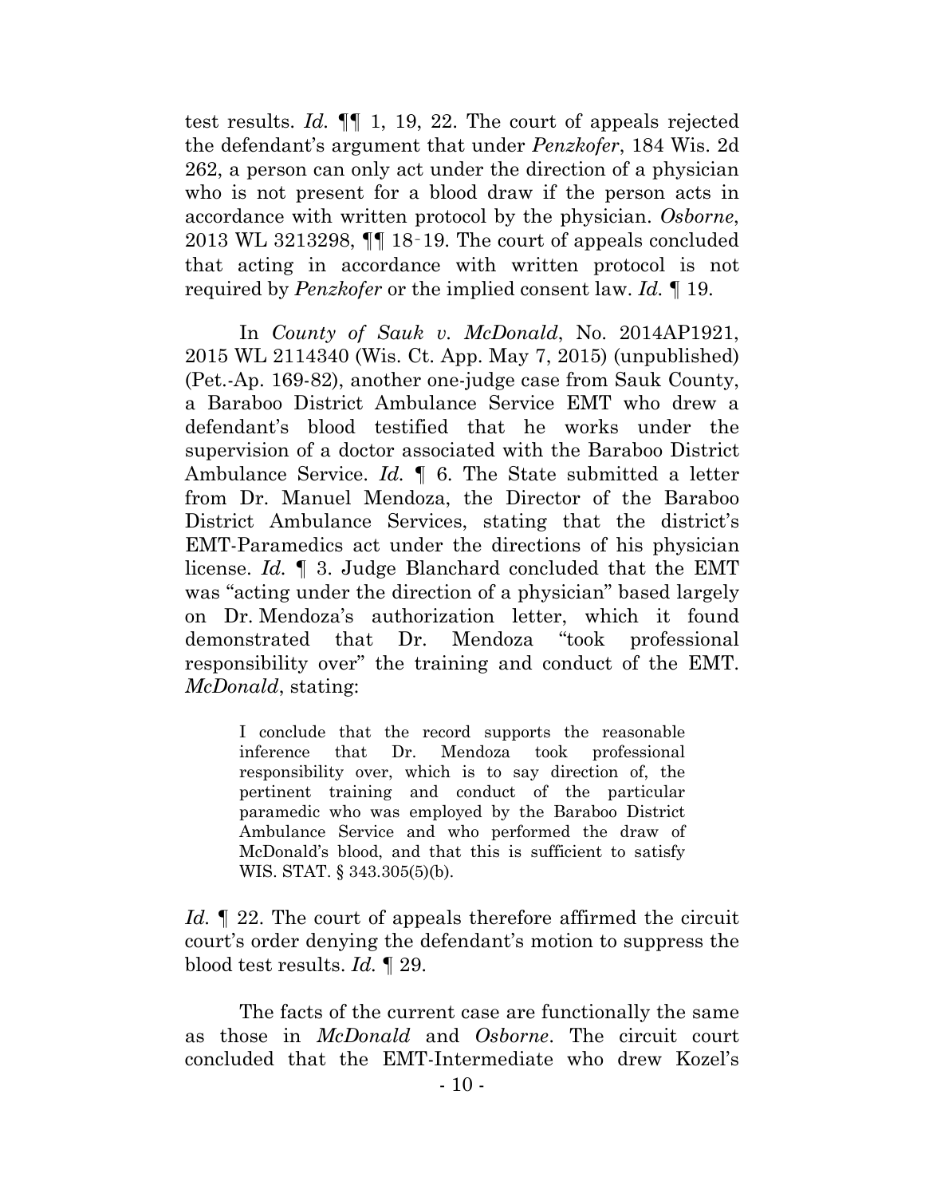test results. *Id.* ¶¶ 1, 19, 22. The court of appeals rejected the defendant's argument that under *Penzkofer*, 184 Wis. 2d 262, a person can only act under the direction of a physician who is not present for a blood draw if the person acts in accordance with written protocol by the physician. *Osborne*, 2013 WL 3213298, ¶¶ 18‑19. The court of appeals concluded that acting in accordance with written protocol is not required by *Penzkofer* or the implied consent law. *Id.* ¶ 19.

In *County of Sauk v. McDonald*, No. 2014AP1921, 2015 WL 2114340 (Wis. Ct. App. May 7, 2015) (unpublished) (Pet.-Ap. 169-82), another one-judge case from Sauk County, a Baraboo District Ambulance Service EMT who drew a defendant's blood testified that he works under the supervision of a doctor associated with the Baraboo District Ambulance Service. *Id.* ¶ 6. The State submitted a letter from Dr. Manuel Mendoza, the Director of the Baraboo District Ambulance Services, stating that the district's EMT-Paramedics act under the directions of his physician license. *Id.* ¶ 3. Judge Blanchard concluded that the EMT was "acting under the direction of a physician" based largely on Dr. Mendoza's authorization letter, which it found demonstrated that Dr. Mendoza "took professional responsibility over" the training and conduct of the EMT. *McDonald*, stating:

> I conclude that the record supports the reasonable inference that Dr. Mendoza took professional responsibility over, which is to say direction of, the pertinent training and conduct of the particular paramedic who was employed by the Baraboo District Ambulance Service and who performed the draw of McDonald's blood, and that this is sufficient to satisfy WIS. STAT. § 343.305(5)(b).

*Id.* ¶ 22. The court of appeals therefore affirmed the circuit court's order denying the defendant's motion to suppress the blood test results. *Id.* ¶ 29.

The facts of the current case are functionally the same as those in *McDonald* and *Osborne*. The circuit court concluded that the EMT-Intermediate who drew Kozel's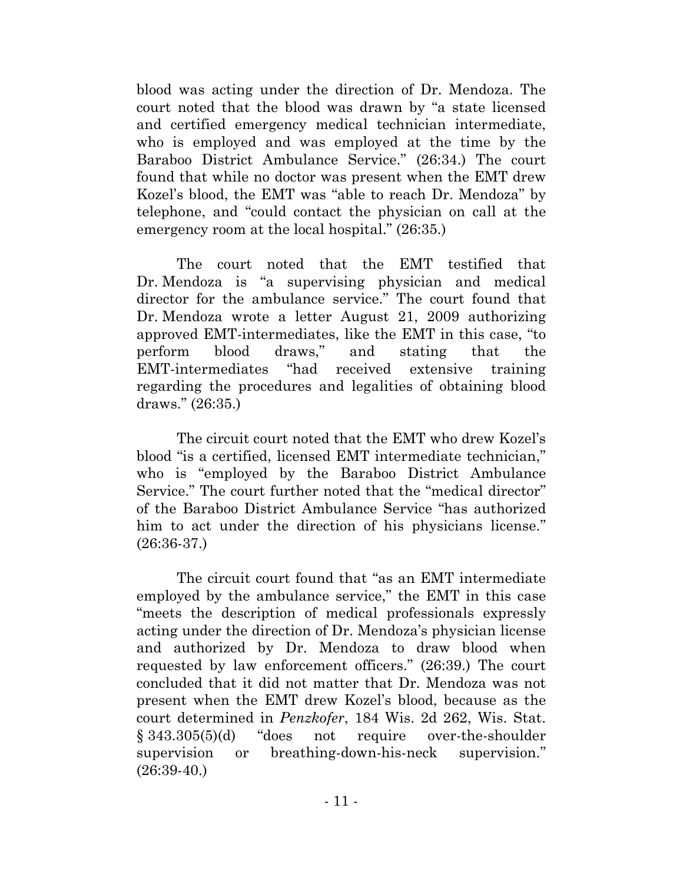blood was acting under the direction of Dr. Mendoza. The court noted that the blood was drawn by "a state licensed and certified emergency medical technician intermediate, who is employed and was employed at the time by the Baraboo District Ambulance Service." (26:34.) The court found that while no doctor was present when the EMT drew Kozel's blood, the EMT was "able to reach Dr. Mendoza" by telephone, and "could contact the physician on call at the emergency room at the local hospital." (26:35.)

The court noted that the EMT testified that Dr. Mendoza is "a supervising physician and medical director for the ambulance service." The court found that Dr. Mendoza wrote a letter August 21, 2009 authorizing approved EMT-intermediates, like the EMT in this case, "to perform blood draws," and stating that the EMT-intermediates "had received extensive training regarding the procedures and legalities of obtaining blood draws." (26:35.)

The circuit court noted that the EMT who drew Kozel's blood "is a certified, licensed EMT intermediate technician," who is "employed by the Baraboo District Ambulance Service." The court further noted that the "medical director" of the Baraboo District Ambulance Service "has authorized him to act under the direction of his physicians license." (26:36-37.)

The circuit court found that "as an EMT intermediate employed by the ambulance service," the EMT in this case "meets the description of medical professionals expressly acting under the direction of Dr. Mendoza's physician license and authorized by Dr. Mendoza to draw blood when requested by law enforcement officers." (26:39.) The court concluded that it did not matter that Dr. Mendoza was not present when the EMT drew Kozel's blood, because as the court determined in *Penzkofer*, 184 Wis. 2d 262, Wis. Stat. § 343.305(5)(d) "does not require over-the-shoulder supervision or breathing-down-his-neck supervision." (26:39-40.)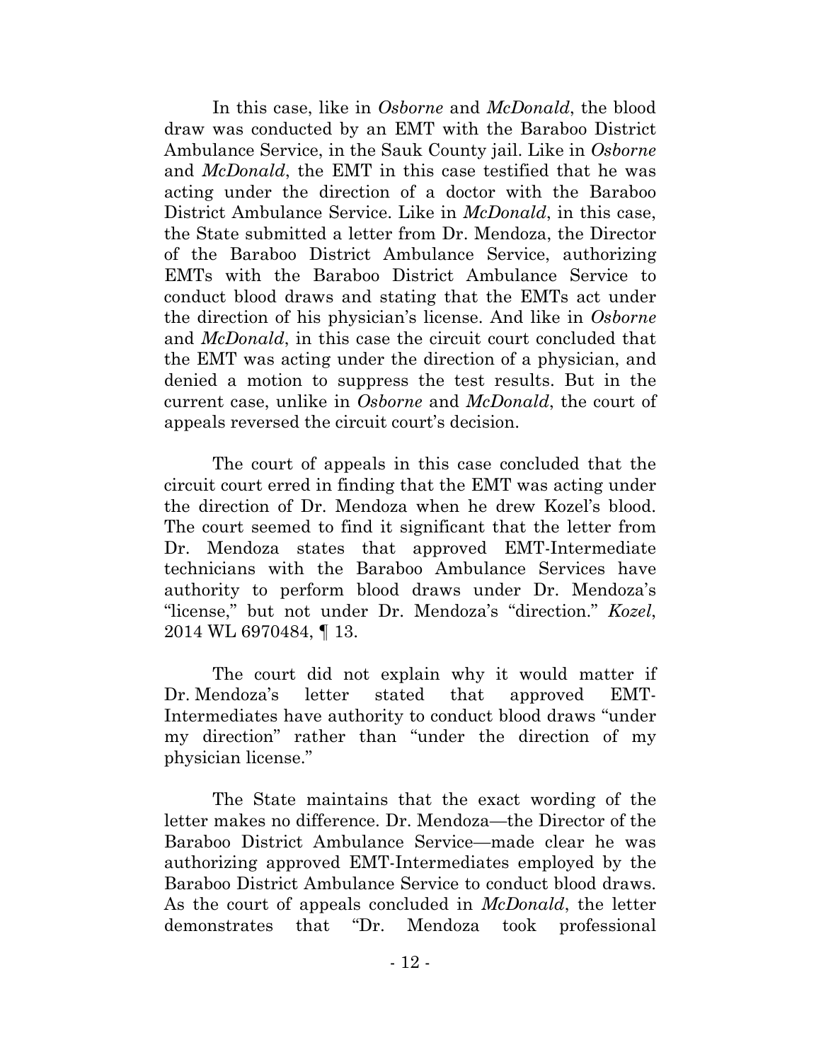In this case, like in *Osborne* and *McDonald*, the blood draw was conducted by an EMT with the Baraboo District Ambulance Service, in the Sauk County jail. Like in *Osborne* and *McDonald*, the EMT in this case testified that he was acting under the direction of a doctor with the Baraboo District Ambulance Service. Like in *McDonald*, in this case, the State submitted a letter from Dr. Mendoza, the Director of the Baraboo District Ambulance Service, authorizing EMTs with the Baraboo District Ambulance Service to conduct blood draws and stating that the EMTs act under the direction of his physician's license. And like in *Osborne* and *McDonald*, in this case the circuit court concluded that the EMT was acting under the direction of a physician, and denied a motion to suppress the test results. But in the current case, unlike in *Osborne* and *McDonald*, the court of appeals reversed the circuit court's decision.

The court of appeals in this case concluded that the circuit court erred in finding that the EMT was acting under the direction of Dr. Mendoza when he drew Kozel's blood. The court seemed to find it significant that the letter from Dr. Mendoza states that approved EMT-Intermediate technicians with the Baraboo Ambulance Services have authority to perform blood draws under Dr. Mendoza's "license," but not under Dr. Mendoza's "direction." *Kozel*, 2014 WL 6970484, ¶ 13.

The court did not explain why it would matter if Dr. Mendoza's letter stated that approved EMT-Intermediates have authority to conduct blood draws "under my direction" rather than "under the direction of my physician license."

The State maintains that the exact wording of the letter makes no difference. Dr. Mendoza—the Director of the Baraboo District Ambulance Service—made clear he was authorizing approved EMT-Intermediates employed by the Baraboo District Ambulance Service to conduct blood draws. As the court of appeals concluded in *McDonald*, the letter demonstrates that "Dr. Mendoza took professional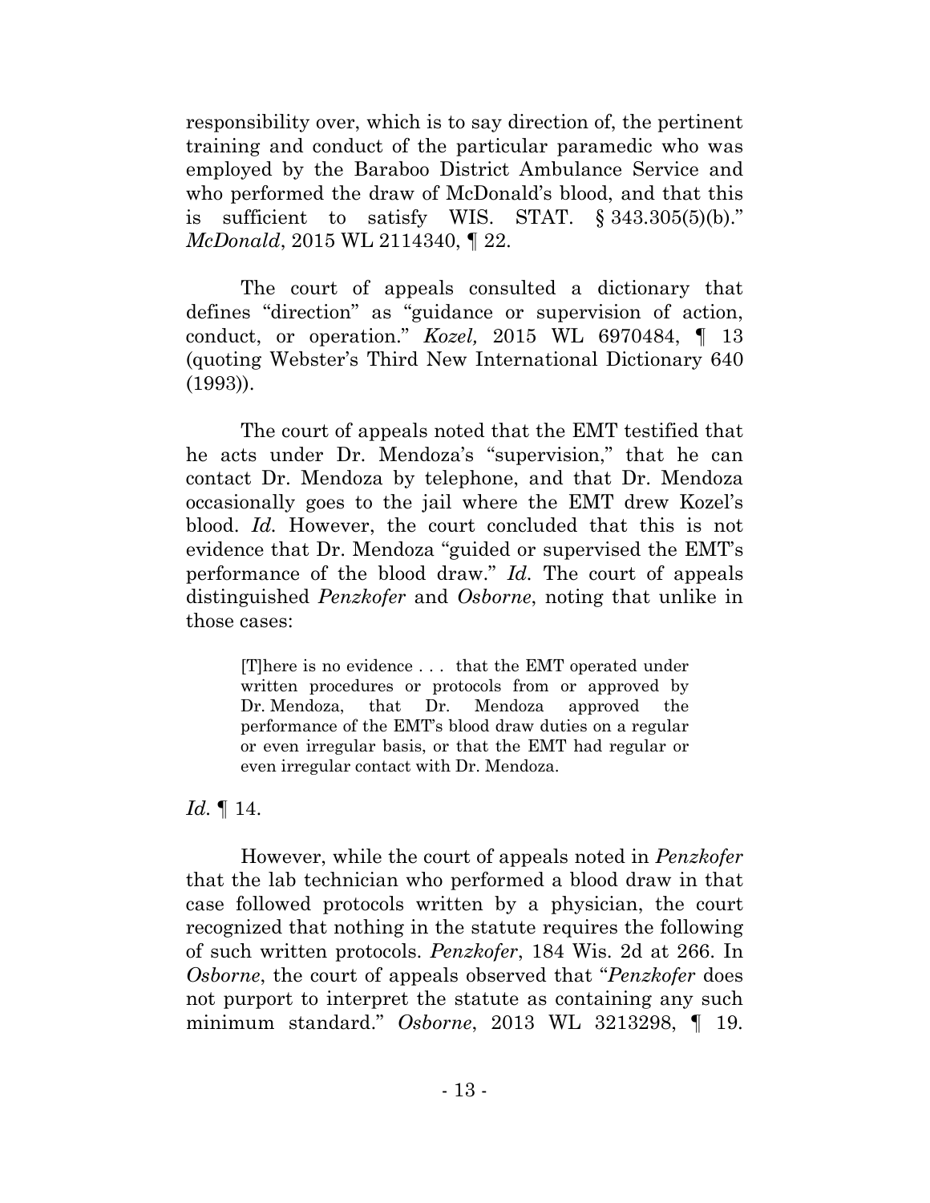responsibility over, which is to say direction of, the pertinent training and conduct of the particular paramedic who was employed by the Baraboo District Ambulance Service and who performed the draw of McDonald's blood, and that this is sufficient to satisfy WIS. STAT. § 343.305(5)(b)." *McDonald*, 2015 WL 2114340, ¶ 22.

The court of appeals consulted a dictionary that defines "direction" as "guidance or supervision of action, conduct, or operation." *Kozel,* 2015 WL 6970484, ¶ 13 (quoting Webster's Third New International Dictionary 640 (1993)).

The court of appeals noted that the EMT testified that he acts under Dr. Mendoza's "supervision," that he can contact Dr. Mendoza by telephone, and that Dr. Mendoza occasionally goes to the jail where the EMT drew Kozel's blood. *Id.* However, the court concluded that this is not evidence that Dr. Mendoza "guided or supervised the EMT's performance of the blood draw." *Id.* The court of appeals distinguished *Penzkofer* and *Osborne*, noting that unlike in those cases:

> [T]here is no evidence . . . that the EMT operated under written procedures or protocols from or approved by Dr. Mendoza, that Dr. Mendoza approved the performance of the EMT's blood draw duties on a regular or even irregular basis, or that the EMT had regular or even irregular contact with Dr. Mendoza.

*Id.* ¶ 14.

However, while the court of appeals noted in *Penzkofer* that the lab technician who performed a blood draw in that case followed protocols written by a physician, the court recognized that nothing in the statute requires the following of such written protocols. *Penzkofer*, 184 Wis. 2d at 266. In *Osborne*, the court of appeals observed that "*Penzkofer* does not purport to interpret the statute as containing any such minimum standard." *Osborne*, 2013 WL 3213298, ¶ 19.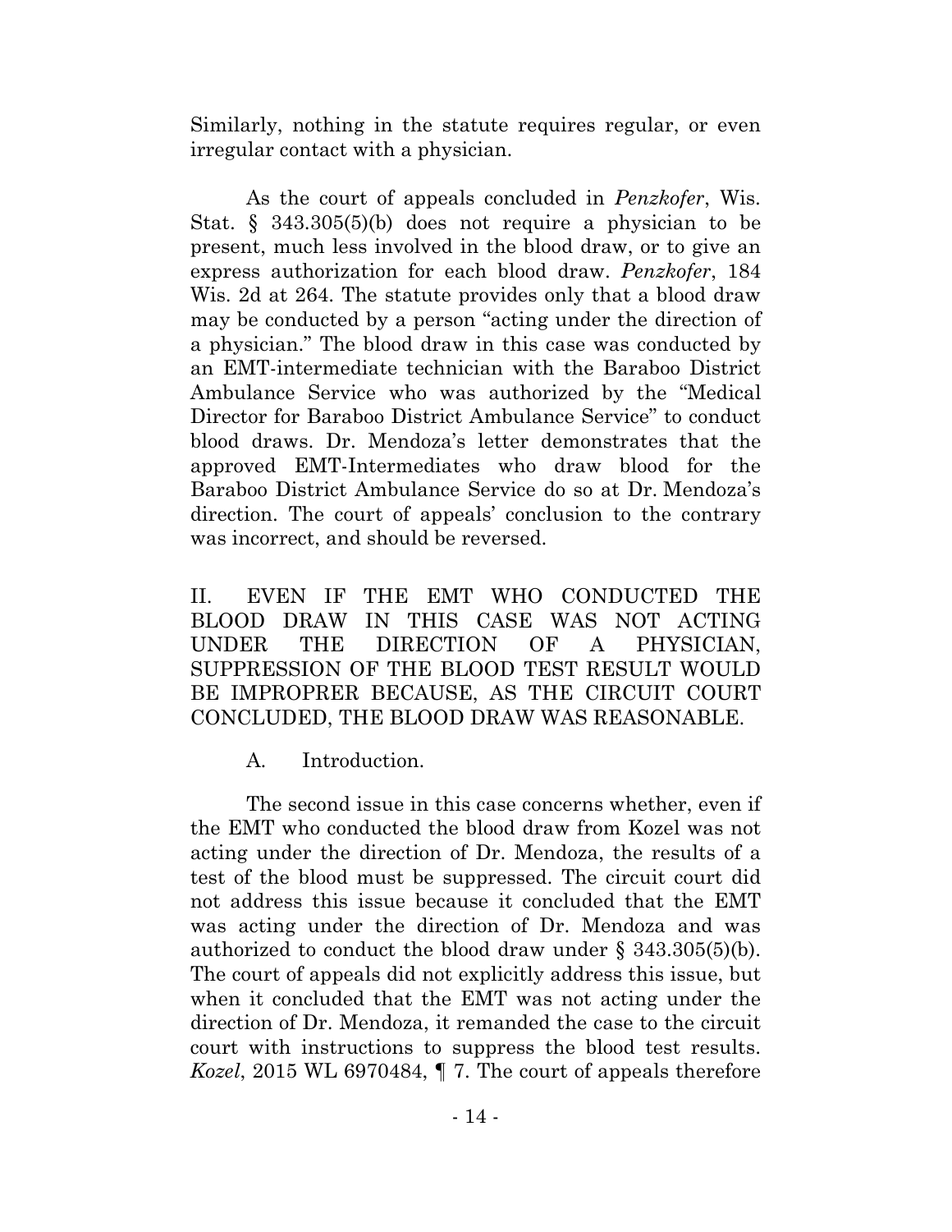Similarly, nothing in the statute requires regular, or even irregular contact with a physician.

As the court of appeals concluded in *Penzkofer*, Wis. Stat. § 343.305(5)(b) does not require a physician to be present, much less involved in the blood draw, or to give an express authorization for each blood draw. *Penzkofer*, 184 Wis. 2d at 264. The statute provides only that a blood draw may be conducted by a person "acting under the direction of a physician." The blood draw in this case was conducted by an EMT-intermediate technician with the Baraboo District Ambulance Service who was authorized by the "Medical Director for Baraboo District Ambulance Service" to conduct blood draws. Dr. Mendoza's letter demonstrates that the approved EMT-Intermediates who draw blood for the Baraboo District Ambulance Service do so at Dr. Mendoza's direction. The court of appeals' conclusion to the contrary was incorrect, and should be reversed.

## II. EVEN IF THE EMT WHO CONDUCTED THE BLOOD DRAW IN THIS CASE WAS NOT ACTING UNDER THE DIRECTION OF A PHYSICIAN, SUPPRESSION OF THE BLOOD TEST RESULT WOULD BE IMPROPRER BECAUSE, AS THE CIRCUIT COURT CONCLUDED, THE BLOOD DRAW WAS REASONABLE.

### A. Introduction.

The second issue in this case concerns whether, even if the EMT who conducted the blood draw from Kozel was not acting under the direction of Dr. Mendoza, the results of a test of the blood must be suppressed. The circuit court did not address this issue because it concluded that the EMT was acting under the direction of Dr. Mendoza and was authorized to conduct the blood draw under § 343.305(5)(b). The court of appeals did not explicitly address this issue, but when it concluded that the EMT was not acting under the direction of Dr. Mendoza, it remanded the case to the circuit court with instructions to suppress the blood test results. *Kozel*, 2015 WL 6970484, ¶ 7. The court of appeals therefore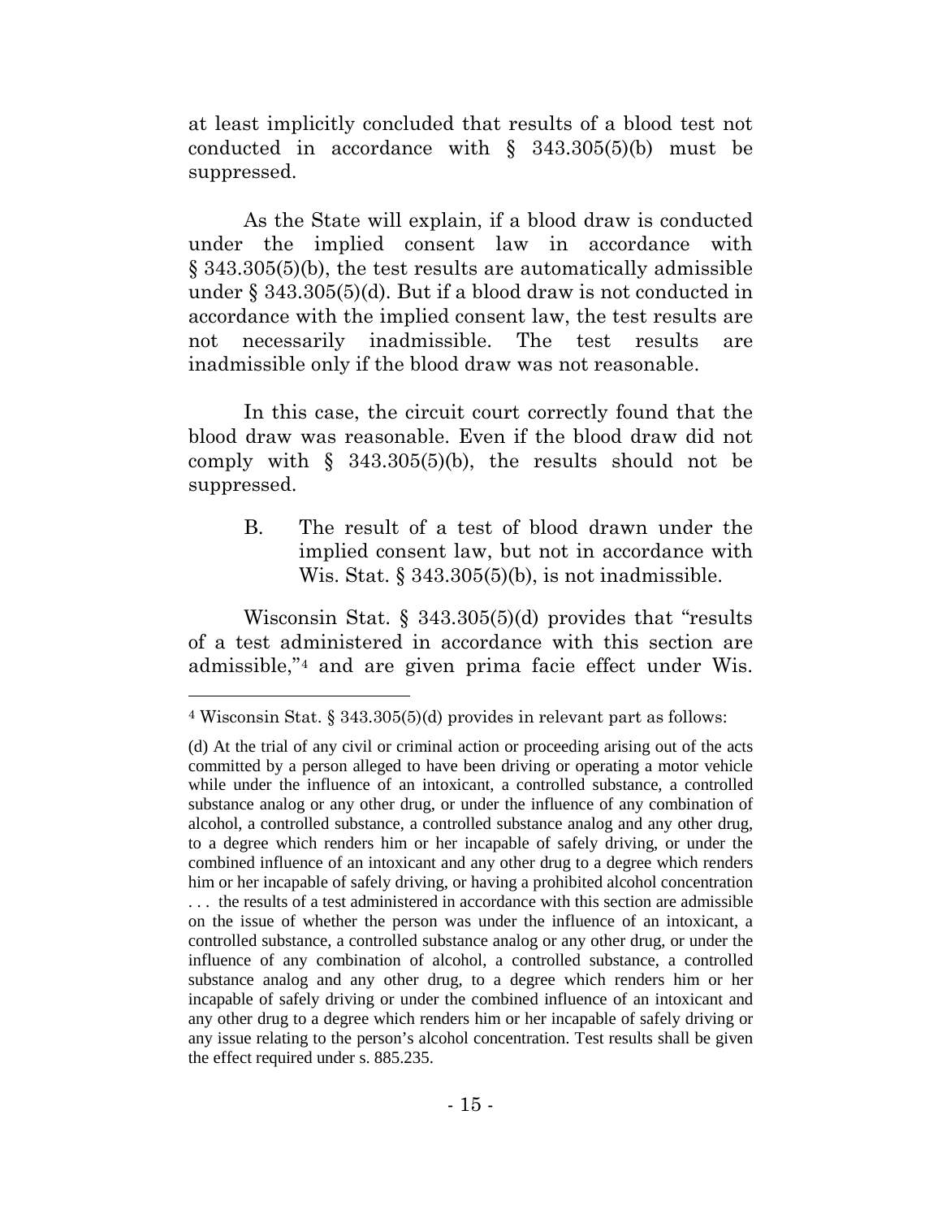at least implicitly concluded that results of a blood test not conducted in accordance with § 343.305(5)(b) must be suppressed.

As the State will explain, if a blood draw is conducted under the implied consent law in accordance with § 343.305(5)(b), the test results are automatically admissible under § 343.305(5)(d). But if a blood draw is not conducted in accordance with the implied consent law, the test results are not necessarily inadmissible. The test results are inadmissible only if the blood draw was not reasonable.

In this case, the circuit court correctly found that the blood draw was reasonable. Even if the blood draw did not comply with § 343.305(5)(b), the results should not be suppressed.

### B. The result of a test of blood drawn under the implied consent law, but not in accordance with Wis. Stat. § 343.305(5)(b), is not inadmissible.

Wisconsin Stat. § 343.305(5)(d) provides that "results of a test administered in accordance with this section are admissible,"[4] and are given prima facie effect under Wis.

---

[4] Wisconsin Stat. § 343.305(5)(d) provides in relevant part as follows:

(d) At the trial of any civil or criminal action or proceeding arising out of the acts committed by a person alleged to have been driving or operating a motor vehicle while under the influence of an intoxicant, a controlled substance, a controlled substance analog or any other drug, or under the influence of any combination of alcohol, a controlled substance, a controlled substance analog and any other drug, to a degree which renders him or her incapable of safely driving, or under the combined influence of an intoxicant and any other drug to a degree which renders him or her incapable of safely driving, or having a prohibited alcohol concentration . . . the results of a test administered in accordance with this section are admissible on the issue of whether the person was under the influence of an intoxicant, a controlled substance, a controlled substance analog or any other drug, or under the influence of any combination of alcohol, a controlled substance, a controlled substance analog and any other drug, to a degree which renders him or her incapable of safely driving or under the combined influence of an intoxicant and any other drug to a degree which renders him or her incapable of safely driving or any issue relating to the person's alcohol concentration. Test results shall be given the effect required under s. 885.235.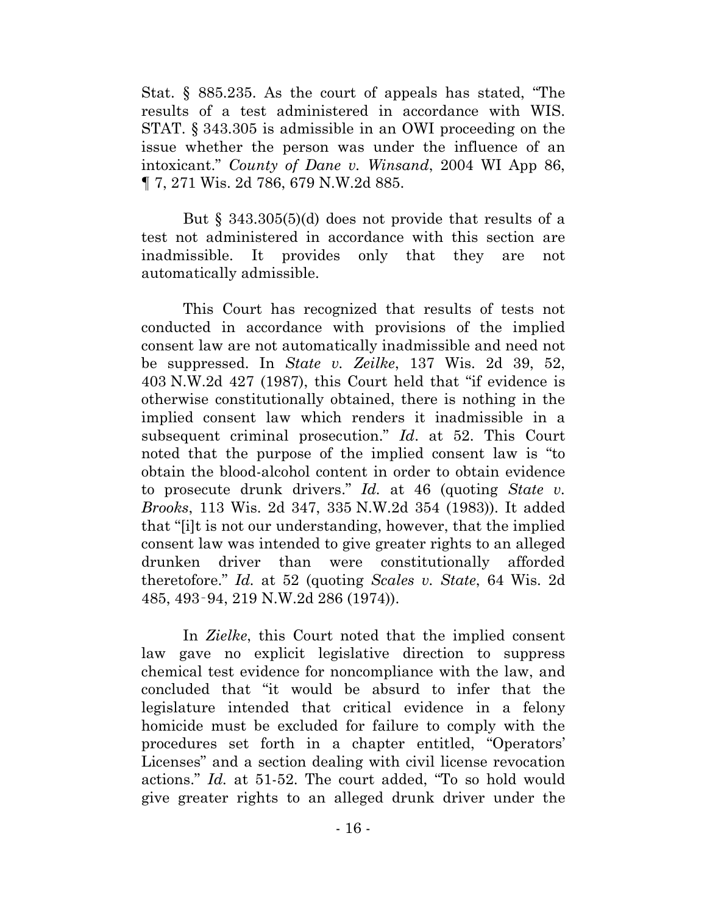Stat. § 885.235. As the court of appeals has stated, "The results of a test administered in accordance with WIS. STAT. § 343.305 is admissible in an OWI proceeding on the issue whether the person was under the influence of an intoxicant." *County of Dane v. Winsand*, 2004 WI App 86, ¶ 7, 271 Wis. 2d 786, 679 N.W.2d 885.

But § 343.305(5)(d) does not provide that results of a test not administered in accordance with this section are inadmissible. It provides only that they are not automatically admissible.

This Court has recognized that results of tests not conducted in accordance with provisions of the implied consent law are not automatically inadmissible and need not be suppressed. In *State v. Zeilke*, 137 Wis. 2d 39, 52, 403 N.W.2d 427 (1987), this Court held that "if evidence is otherwise constitutionally obtained, there is nothing in the implied consent law which renders it inadmissible in a subsequent criminal prosecution." *Id*. at 52. This Court noted that the purpose of the implied consent law is "to obtain the blood-alcohol content in order to obtain evidence to prosecute drunk drivers." *Id.* at 46 (quoting *State v. Brooks*, 113 Wis. 2d 347, 335 N.W.2d 354 (1983)). It added that "[i]t is not our understanding, however, that the implied consent law was intended to give greater rights to an alleged drunken driver than were constitutionally afforded theretofore." *Id.* at 52 (quoting *Scales v. State*, 64 Wis. 2d 485, 493‑94, 219 N.W.2d 286 (1974)).

In *Zielke*, this Court noted that the implied consent law gave no explicit legislative direction to suppress chemical test evidence for noncompliance with the law, and concluded that "it would be absurd to infer that the legislature intended that critical evidence in a felony homicide must be excluded for failure to comply with the procedures set forth in a chapter entitled, "Operators' Licenses" and a section dealing with civil license revocation actions." *Id.* at 51-52. The court added, "To so hold would give greater rights to an alleged drunk driver under the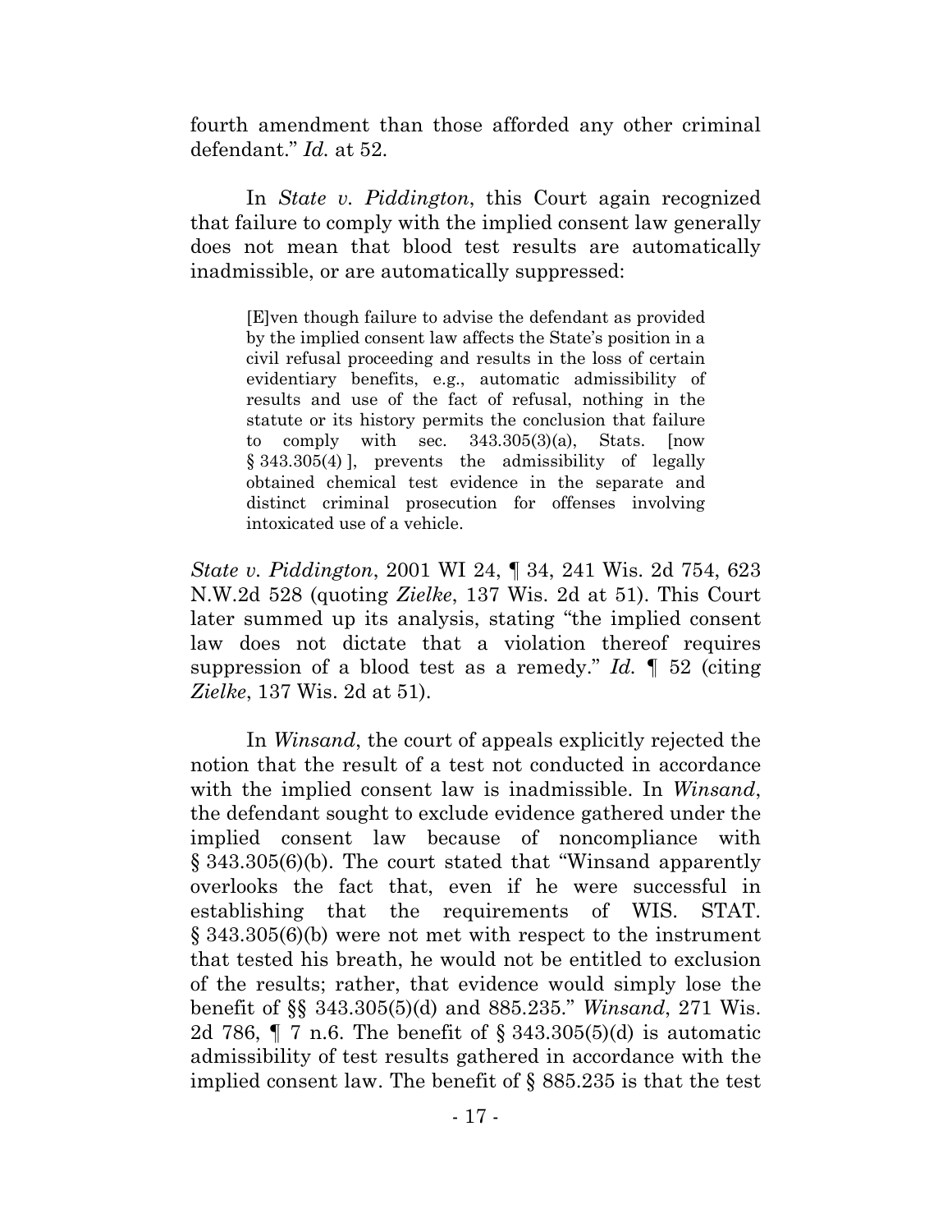fourth amendment than those afforded any other criminal defendant." *Id.* at 52.

In *State v. Piddington*, this Court again recognized that failure to comply with the implied consent law generally does not mean that blood test results are automatically inadmissible, or are automatically suppressed:

> [E]ven though failure to advise the defendant as provided by the implied consent law affects the State's position in a civil refusal proceeding and results in the loss of certain evidentiary benefits, e.g., automatic admissibility of results and use of the fact of refusal, nothing in the statute or its history permits the conclusion that failure to comply with sec. 343.305(3)(a), Stats. [now § 343.305(4) ], prevents the admissibility of legally obtained chemical test evidence in the separate and distinct criminal prosecution for offenses involving intoxicated use of a vehicle.

*State v. Piddington*, 2001 WI 24, ¶ 34, 241 Wis. 2d 754, 623 N.W.2d 528 (quoting *Zielke*, 137 Wis. 2d at 51). This Court later summed up its analysis, stating "the implied consent law does not dictate that a violation thereof requires suppression of a blood test as a remedy." *Id.* ¶ 52 (citing *Zielke*, 137 Wis. 2d at 51).

In *Winsand*, the court of appeals explicitly rejected the notion that the result of a test not conducted in accordance with the implied consent law is inadmissible. In *Winsand*, the defendant sought to exclude evidence gathered under the implied consent law because of noncompliance with § 343.305(6)(b). The court stated that "Winsand apparently overlooks the fact that, even if he were successful in establishing that the requirements of WIS. STAT. § 343.305(6)(b) were not met with respect to the instrument that tested his breath, he would not be entitled to exclusion of the results; rather, that evidence would simply lose the benefit of §§ 343.305(5)(d) and 885.235." *Winsand*, 271 Wis. 2d 786, ¶ 7 n.6. The benefit of § 343.305(5)(d) is automatic admissibility of test results gathered in accordance with the implied consent law. The benefit of § 885.235 is that the test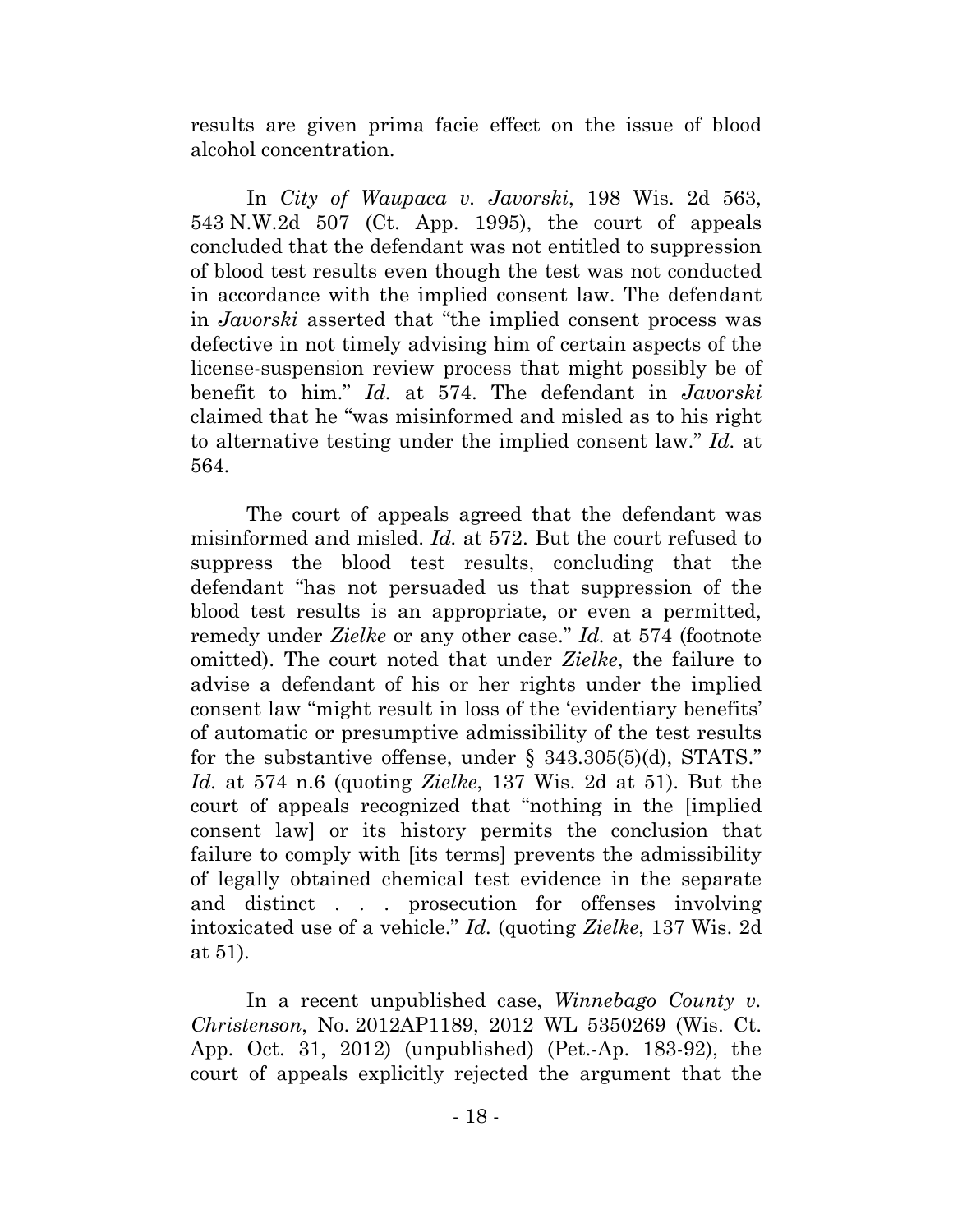results are given prima facie effect on the issue of blood alcohol concentration.

In *City of Waupaca v. Javorski*, 198 Wis. 2d 563, 543 N.W.2d 507 (Ct. App. 1995), the court of appeals concluded that the defendant was not entitled to suppression of blood test results even though the test was not conducted in accordance with the implied consent law. The defendant in *Javorski* asserted that "the implied consent process was defective in not timely advising him of certain aspects of the license-suspension review process that might possibly be of benefit to him." *Id.* at 574. The defendant in *Javorski* claimed that he "was misinformed and misled as to his right to alternative testing under the implied consent law." *Id.* at 564.

The court of appeals agreed that the defendant was misinformed and misled. *Id.* at 572. But the court refused to suppress the blood test results, concluding that the defendant "has not persuaded us that suppression of the blood test results is an appropriate, or even a permitted, remedy under *Zielke* or any other case." *Id.* at 574 (footnote omitted). The court noted that under *Zielke*, the failure to advise a defendant of his or her rights under the implied consent law "might result in loss of the 'evidentiary benefits' of automatic or presumptive admissibility of the test results for the substantive offense, under § 343.305(5)(d), STATS." *Id.* at 574 n.6 (quoting *Zielke*, 137 Wis. 2d at 51). But the court of appeals recognized that "nothing in the [implied consent law] or its history permits the conclusion that failure to comply with [its terms] prevents the admissibility of legally obtained chemical test evidence in the separate and distinct . . . prosecution for offenses involving intoxicated use of a vehicle." *Id.* (quoting *Zielke*, 137 Wis. 2d at 51).

In a recent unpublished case, *Winnebago County v. Christenson*, No. 2012AP1189, 2012 WL 5350269 (Wis. Ct. App. Oct. 31, 2012) (unpublished) (Pet.-Ap. 183-92), the court of appeals explicitly rejected the argument that the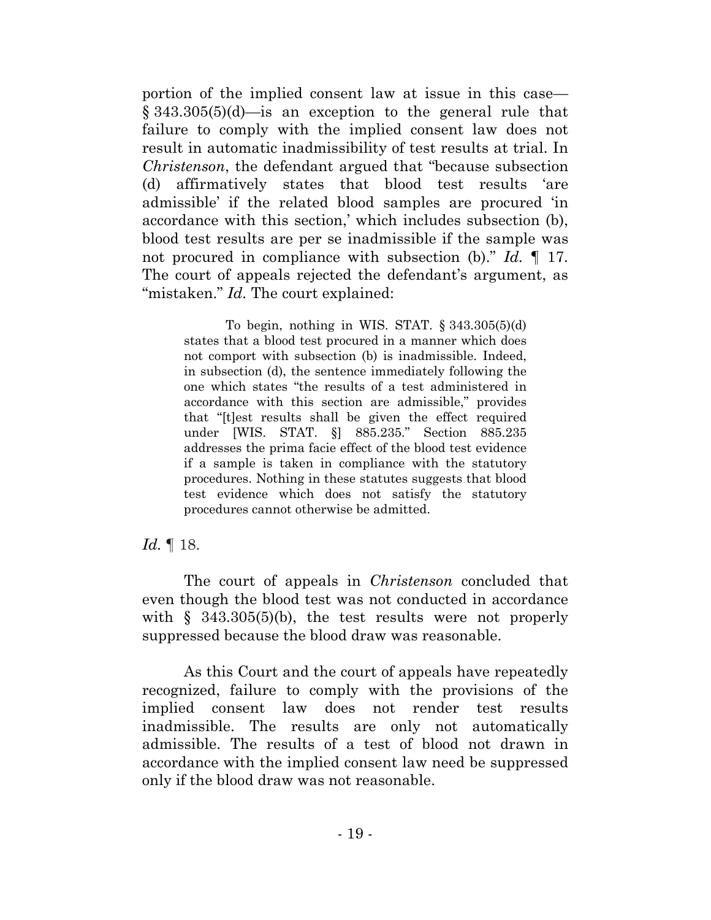portion of the implied consent law at issue in this case—§ 343.305(5)(d)—is an exception to the general rule that failure to comply with the implied consent law does not result in automatic inadmissibility of test results at trial. In *Christenson*, the defendant argued that "because subsection (d) affirmatively states that blood test results 'are admissible' if the related blood samples are procured 'in accordance with this section,' which includes subsection (b), blood test results are per se inadmissible if the sample was not procured in compliance with subsection (b)." *Id.* ¶ 17. The court of appeals rejected the defendant's argument, as "mistaken." *Id.* The court explained:

> To begin, nothing in WIS. STAT. § 343.305(5)(d) states that a blood test procured in a manner which does not comport with subsection (b) is inadmissible. Indeed, in subsection (d), the sentence immediately following the one which states "the results of a test administered in accordance with this section are admissible," provides that "[t]est results shall be given the effect required under [WIS. STAT. §] 885.235." Section 885.235 addresses the prima facie effect of the blood test evidence if a sample is taken in compliance with the statutory procedures. Nothing in these statutes suggests that blood test evidence which does not satisfy the statutory procedures cannot otherwise be admitted.

*Id.* ¶ 18.

The court of appeals in *Christenson* concluded that even though the blood test was not conducted in accordance with § 343.305(5)(b), the test results were not properly suppressed because the blood draw was reasonable.

As this Court and the court of appeals have repeatedly recognized, failure to comply with the provisions of the implied consent law does not render test results inadmissible. The results are only not automatically admissible. The results of a test of blood not drawn in accordance with the implied consent law need be suppressed only if the blood draw was not reasonable.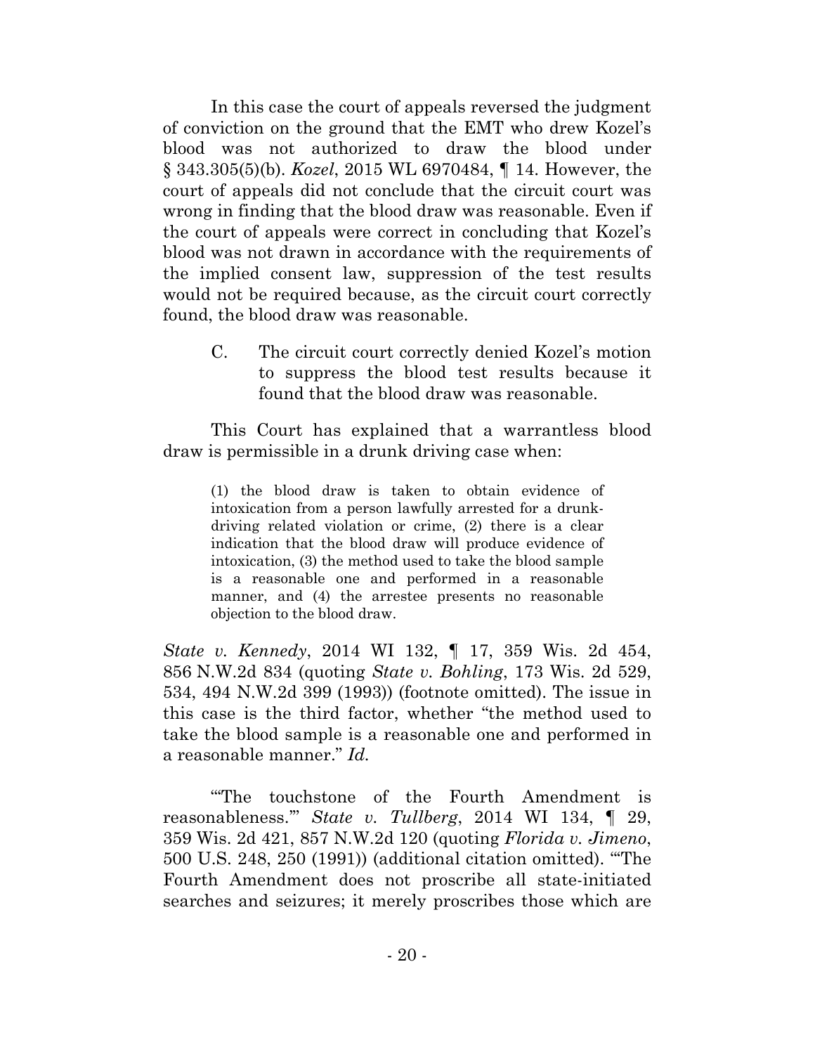In this case the court of appeals reversed the judgment of conviction on the ground that the EMT who drew Kozel's blood was not authorized to draw the blood under § 343.305(5)(b). *Kozel*, 2015 WL 6970484, ¶ 14. However, the court of appeals did not conclude that the circuit court was wrong in finding that the blood draw was reasonable. Even if the court of appeals were correct in concluding that Kozel's blood was not drawn in accordance with the requirements of the implied consent law, suppression of the test results would not be required because, as the circuit court correctly found, the blood draw was reasonable.

### C. The circuit court correctly denied Kozel's motion to suppress the blood test results because it found that the blood draw was reasonable.

This Court has explained that a warrantless blood draw is permissible in a drunk driving case when:

> (1) the blood draw is taken to obtain evidence of intoxication from a person lawfully arrested for a drunk-driving related violation or crime, (2) there is a clear indication that the blood draw will produce evidence of intoxication, (3) the method used to take the blood sample is a reasonable one and performed in a reasonable manner, and (4) the arrestee presents no reasonable objection to the blood draw.

*State v. Kennedy*, 2014 WI 132, ¶ 17, 359 Wis. 2d 454, 856 N.W.2d 834 (quoting *State v. Bohling*, 173 Wis. 2d 529, 534, 494 N.W.2d 399 (1993)) (footnote omitted). The issue in this case is the third factor, whether "the method used to take the blood sample is a reasonable one and performed in a reasonable manner." *Id.*

"'The touchstone of the Fourth Amendment is reasonableness.'" *State v. Tullberg*, 2014 WI 134, ¶ 29, 359 Wis. 2d 421, 857 N.W.2d 120 (quoting *Florida v. Jimeno*, 500 U.S. 248, 250 (1991)) (additional citation omitted). "'The Fourth Amendment does not proscribe all state-initiated searches and seizures; it merely proscribes those which are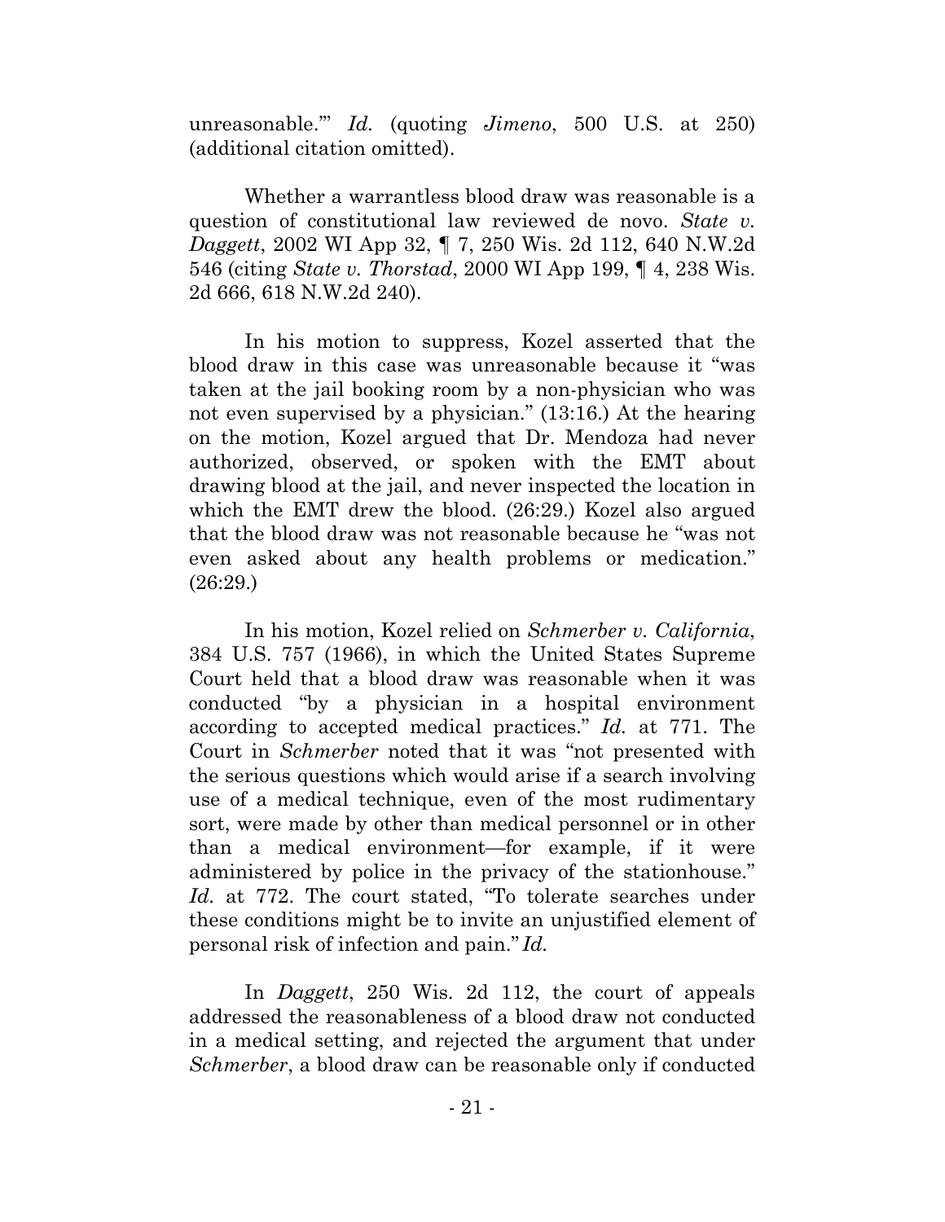unreasonable.'" *Id.* (quoting *Jimeno*, 500 U.S. at 250) (additional citation omitted).

Whether a warrantless blood draw was reasonable is a question of constitutional law reviewed de novo. *State v. Daggett*, 2002 WI App 32, ¶ 7, 250 Wis. 2d 112, 640 N.W.2d 546 (citing *State v. Thorstad*, 2000 WI App 199, ¶ 4, 238 Wis. 2d 666, 618 N.W.2d 240).

In his motion to suppress, Kozel asserted that the blood draw in this case was unreasonable because it "was taken at the jail booking room by a non-physician who was not even supervised by a physician." (13:16.) At the hearing on the motion, Kozel argued that Dr. Mendoza had never authorized, observed, or spoken with the EMT about drawing blood at the jail, and never inspected the location in which the EMT drew the blood. (26:29.) Kozel also argued that the blood draw was not reasonable because he "was not even asked about any health problems or medication." (26:29.)

In his motion, Kozel relied on *Schmerber v. California*, 384 U.S. 757 (1966), in which the United States Supreme Court held that a blood draw was reasonable when it was conducted "by a physician in a hospital environment according to accepted medical practices." *Id.* at 771. The Court in *Schmerber* noted that it was "not presented with the serious questions which would arise if a search involving use of a medical technique, even of the most rudimentary sort, were made by other than medical personnel or in other than a medical environment—for example, if it were administered by police in the privacy of the stationhouse." *Id.* at 772. The court stated, "To tolerate searches under these conditions might be to invite an unjustified element of personal risk of infection and pain." *Id.*

In *Daggett*, 250 Wis. 2d 112, the court of appeals addressed the reasonableness of a blood draw not conducted in a medical setting, and rejected the argument that under *Schmerber*, a blood draw can be reasonable only if conducted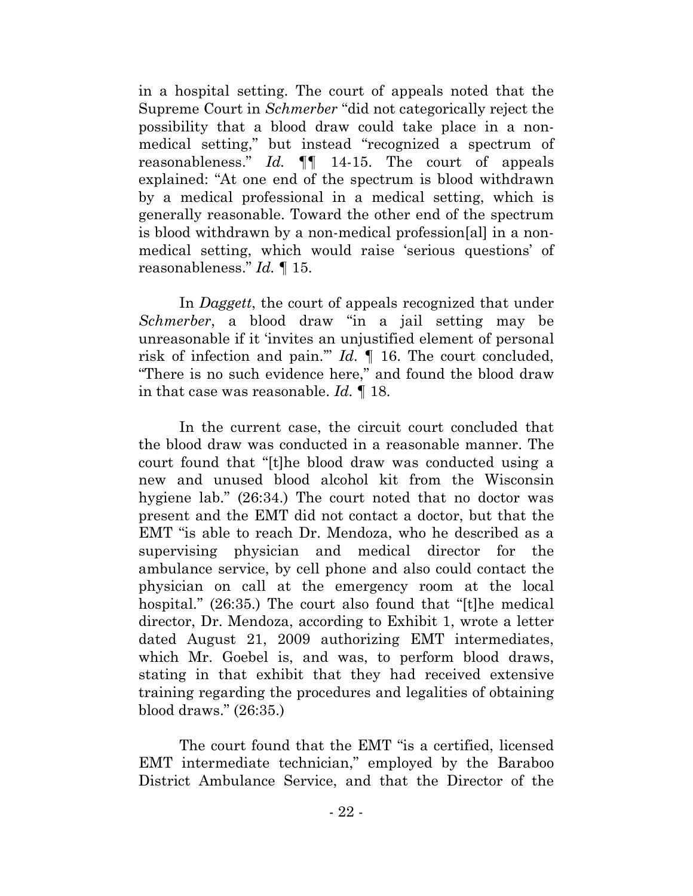in a hospital setting. The court of appeals noted that the Supreme Court in *Schmerber* "did not categorically reject the possibility that a blood draw could take place in a non-medical setting," but instead "recognized a spectrum of reasonableness." *Id.* ¶¶ 14-15. The court of appeals explained: "At one end of the spectrum is blood withdrawn by a medical professional in a medical setting, which is generally reasonable. Toward the other end of the spectrum is blood withdrawn by a non-medical profession[al] in a non-medical setting, which would raise 'serious questions' of reasonableness." *Id.* ¶ 15.

In *Daggett*, the court of appeals recognized that under *Schmerber*, a blood draw "in a jail setting may be unreasonable if it 'invites an unjustified element of personal risk of infection and pain.'" *Id.* ¶ 16. The court concluded, "There is no such evidence here," and found the blood draw in that case was reasonable. *Id.* ¶ 18.

In the current case, the circuit court concluded that the blood draw was conducted in a reasonable manner. The court found that "[t]he blood draw was conducted using a new and unused blood alcohol kit from the Wisconsin hygiene lab." (26:34.) The court noted that no doctor was present and the EMT did not contact a doctor, but that the EMT "is able to reach Dr. Mendoza, who he described as a supervising physician and medical director for the ambulance service, by cell phone and also could contact the physician on call at the emergency room at the local hospital." (26:35.) The court also found that "[t]he medical director, Dr. Mendoza, according to Exhibit 1, wrote a letter dated August 21, 2009 authorizing EMT intermediates, which Mr. Goebel is, and was, to perform blood draws, stating in that exhibit that they had received extensive training regarding the procedures and legalities of obtaining blood draws." (26:35.)

The court found that the EMT "is a certified, licensed EMT intermediate technician," employed by the Baraboo District Ambulance Service, and that the Director of the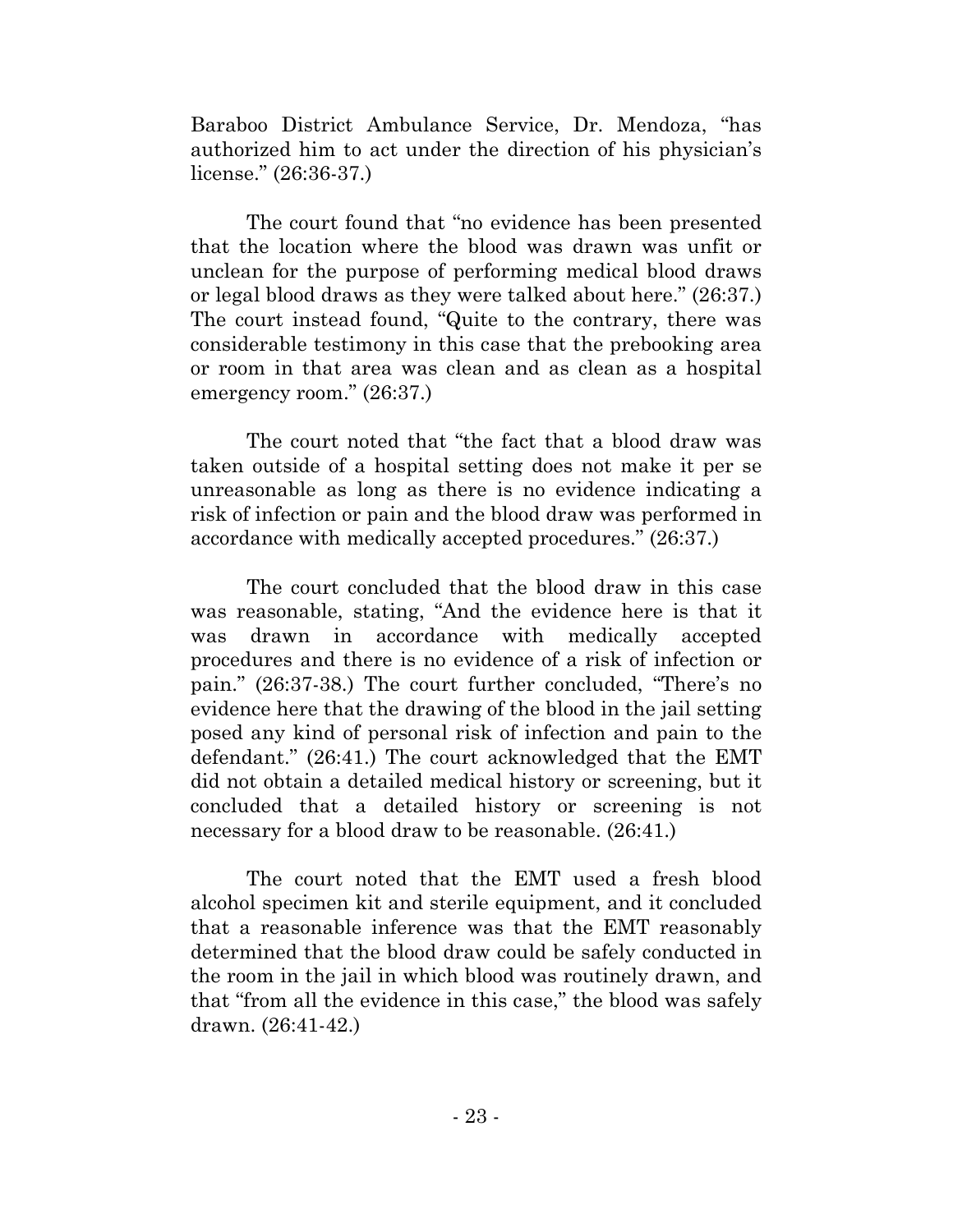Baraboo District Ambulance Service, Dr. Mendoza, "has authorized him to act under the direction of his physician's license." (26:36-37.)

The court found that "no evidence has been presented that the location where the blood was drawn was unfit or unclean for the purpose of performing medical blood draws or legal blood draws as they were talked about here." (26:37.) The court instead found, "Quite to the contrary, there was considerable testimony in this case that the prebooking area or room in that area was clean and as clean as a hospital emergency room." (26:37.)

The court noted that "the fact that a blood draw was taken outside of a hospital setting does not make it per se unreasonable as long as there is no evidence indicating a risk of infection or pain and the blood draw was performed in accordance with medically accepted procedures." (26:37.)

The court concluded that the blood draw in this case was reasonable, stating, "And the evidence here is that it was drawn in accordance with medically accepted procedures and there is no evidence of a risk of infection or pain." (26:37-38.) The court further concluded, "There's no evidence here that the drawing of the blood in the jail setting posed any kind of personal risk of infection and pain to the defendant." (26:41.) The court acknowledged that the EMT did not obtain a detailed medical history or screening, but it concluded that a detailed history or screening is not necessary for a blood draw to be reasonable. (26:41.)

The court noted that the EMT used a fresh blood alcohol specimen kit and sterile equipment, and it concluded that a reasonable inference was that the EMT reasonably determined that the blood draw could be safely conducted in the room in the jail in which blood was routinely drawn, and that "from all the evidence in this case," the blood was safely drawn. (26:41-42.)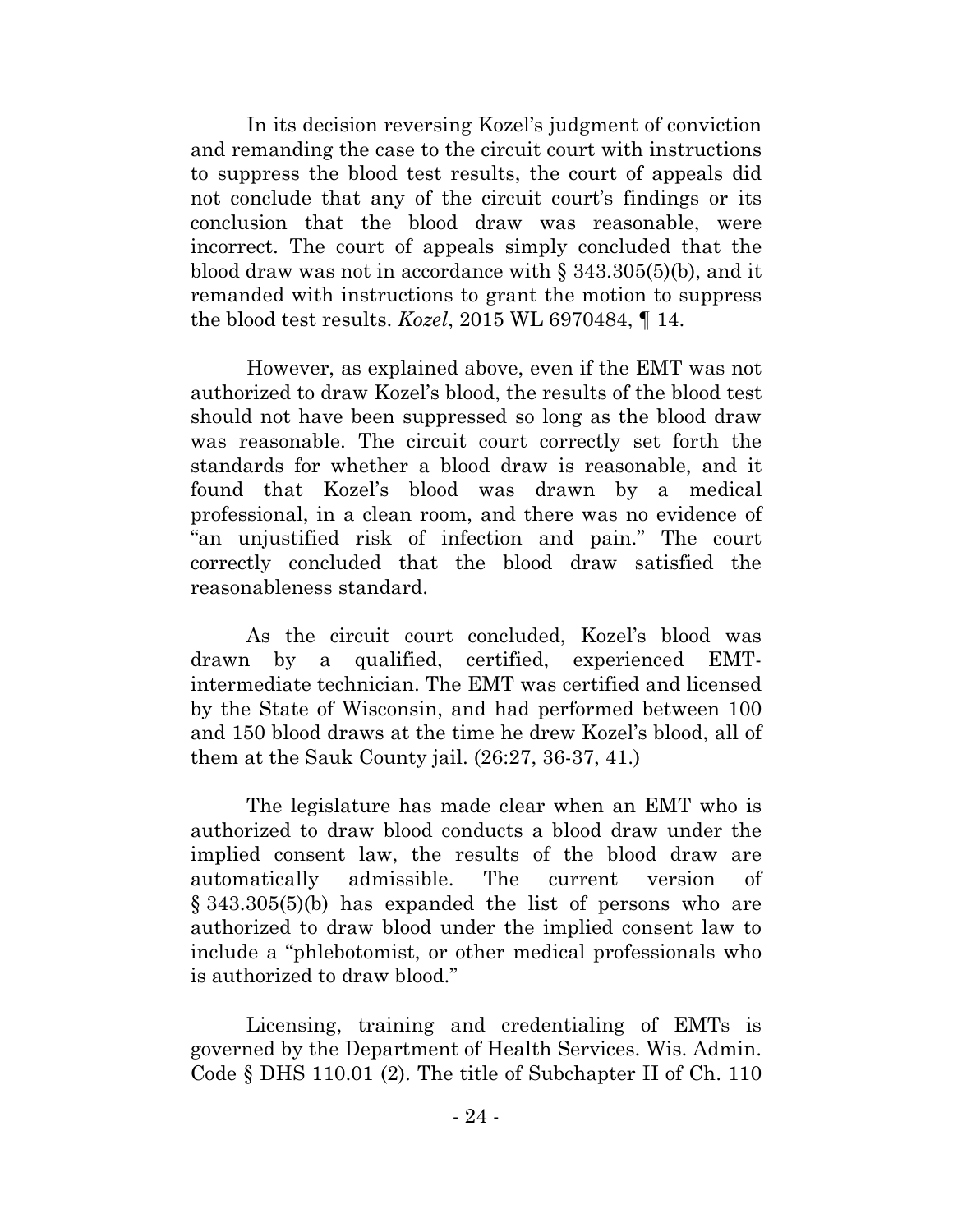In its decision reversing Kozel's judgment of conviction and remanding the case to the circuit court with instructions to suppress the blood test results, the court of appeals did not conclude that any of the circuit court's findings or its conclusion that the blood draw was reasonable, were incorrect. The court of appeals simply concluded that the blood draw was not in accordance with § 343.305(5)(b), and it remanded with instructions to grant the motion to suppress the blood test results. *Kozel*, 2015 WL 6970484, ¶ 14.

However, as explained above, even if the EMT was not authorized to draw Kozel's blood, the results of the blood test should not have been suppressed so long as the blood draw was reasonable. The circuit court correctly set forth the standards for whether a blood draw is reasonable, and it found that Kozel's blood was drawn by a medical professional, in a clean room, and there was no evidence of "an unjustified risk of infection and pain." The court correctly concluded that the blood draw satisfied the reasonableness standard.

As the circuit court concluded, Kozel's blood was drawn by a qualified, certified, experienced EMT-intermediate technician. The EMT was certified and licensed by the State of Wisconsin, and had performed between 100 and 150 blood draws at the time he drew Kozel's blood, all of them at the Sauk County jail. (26:27, 36-37, 41.)

The legislature has made clear when an EMT who is authorized to draw blood conducts a blood draw under the implied consent law, the results of the blood draw are automatically admissible. The current version of § 343.305(5)(b) has expanded the list of persons who are authorized to draw blood under the implied consent law to include a "phlebotomist, or other medical professionals who is authorized to draw blood."

Licensing, training and credentialing of EMTs is governed by the Department of Health Services. Wis. Admin. Code § DHS 110.01 (2). The title of Subchapter II of Ch. 110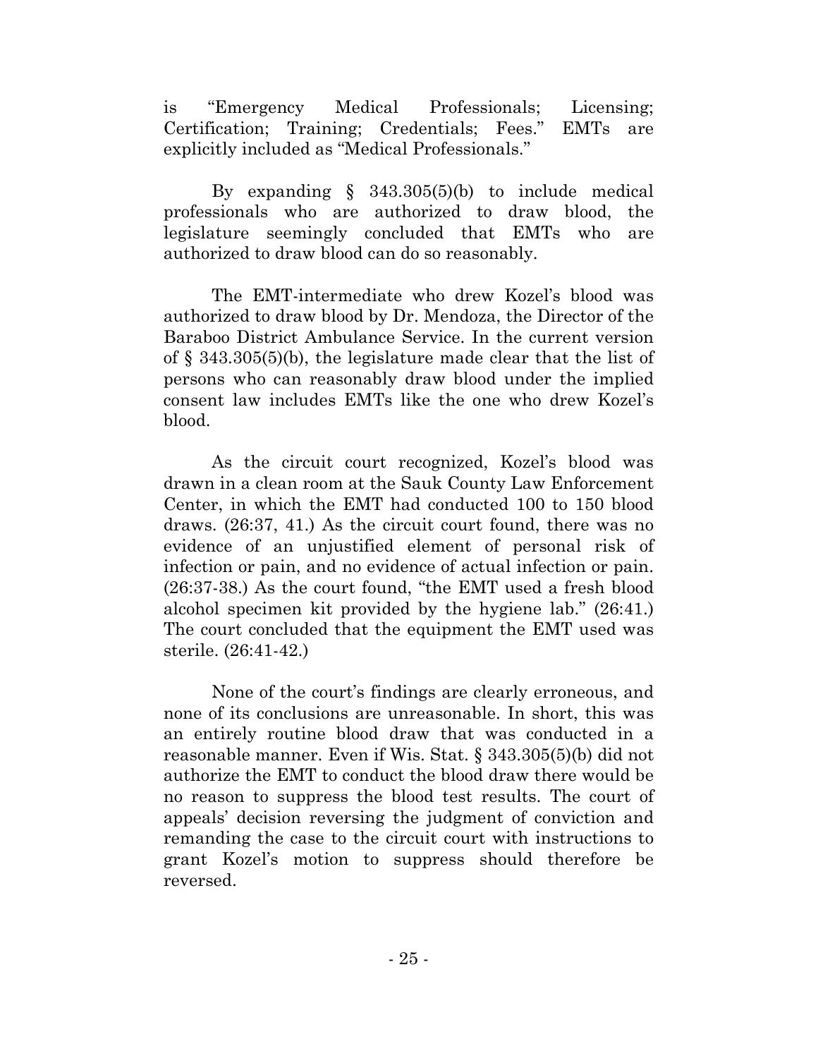is "Emergency Medical Professionals; Licensing; Certification; Training; Credentials; Fees." EMTs are explicitly included as "Medical Professionals."

By expanding § 343.305(5)(b) to include medical professionals who are authorized to draw blood, the legislature seemingly concluded that EMTs who are authorized to draw blood can do so reasonably.

The EMT-intermediate who drew Kozel's blood was authorized to draw blood by Dr. Mendoza, the Director of the Baraboo District Ambulance Service. In the current version of § 343.305(5)(b), the legislature made clear that the list of persons who can reasonably draw blood under the implied consent law includes EMTs like the one who drew Kozel's blood.

As the circuit court recognized, Kozel's blood was drawn in a clean room at the Sauk County Law Enforcement Center, in which the EMT had conducted 100 to 150 blood draws. (26:37, 41.) As the circuit court found, there was no evidence of an unjustified element of personal risk of infection or pain, and no evidence of actual infection or pain. (26:37-38.) As the court found, "the EMT used a fresh blood alcohol specimen kit provided by the hygiene lab." (26:41.) The court concluded that the equipment the EMT used was sterile. (26:41-42.)

None of the court's findings are clearly erroneous, and none of its conclusions are unreasonable. In short, this was an entirely routine blood draw that was conducted in a reasonable manner. Even if Wis. Stat. § 343.305(5)(b) did not authorize the EMT to conduct the blood draw there would be no reason to suppress the blood test results. The court of appeals' decision reversing the judgment of conviction and remanding the case to the circuit court with instructions to grant Kozel's motion to suppress should therefore be reversed.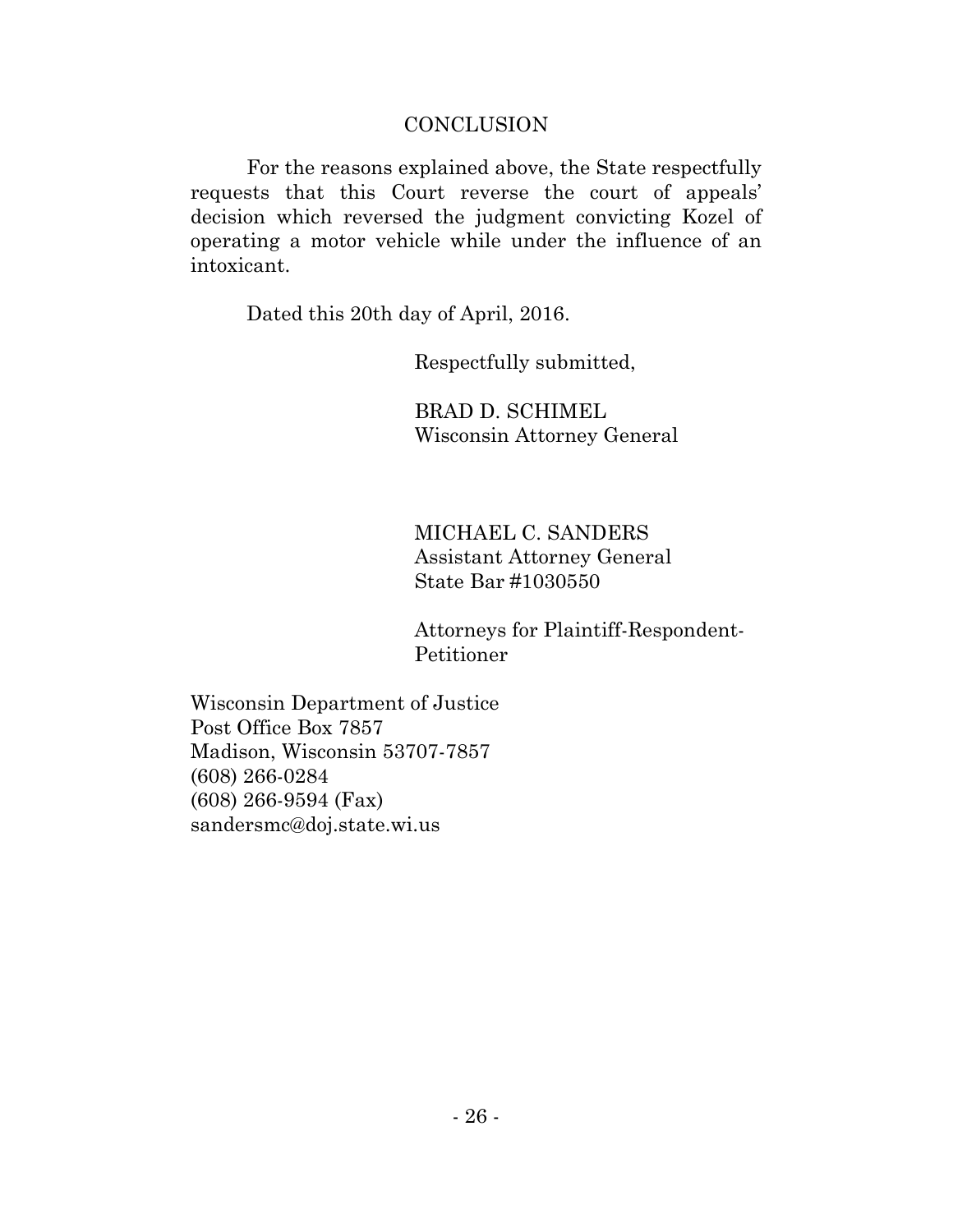## CONCLUSION

For the reasons explained above, the State respectfully requests that this Court reverse the court of appeals' decision which reversed the judgment convicting Kozel of operating a motor vehicle while under the influence of an intoxicant.

Dated this 20th day of April, 2016.

Respectfully submitted,

BRAD D. SCHIMEL
Wisconsin Attorney General

MICHAEL C. SANDERS
Assistant Attorney General
State Bar #1030550

Attorneys for Plaintiff-Respondent-Petitioner

Wisconsin Department of Justice
Post Office Box 7857
Madison, Wisconsin 53707-7857
(608) 266-0284
(608) 266-9594 (Fax)
sandersmc@doj.state.wi.us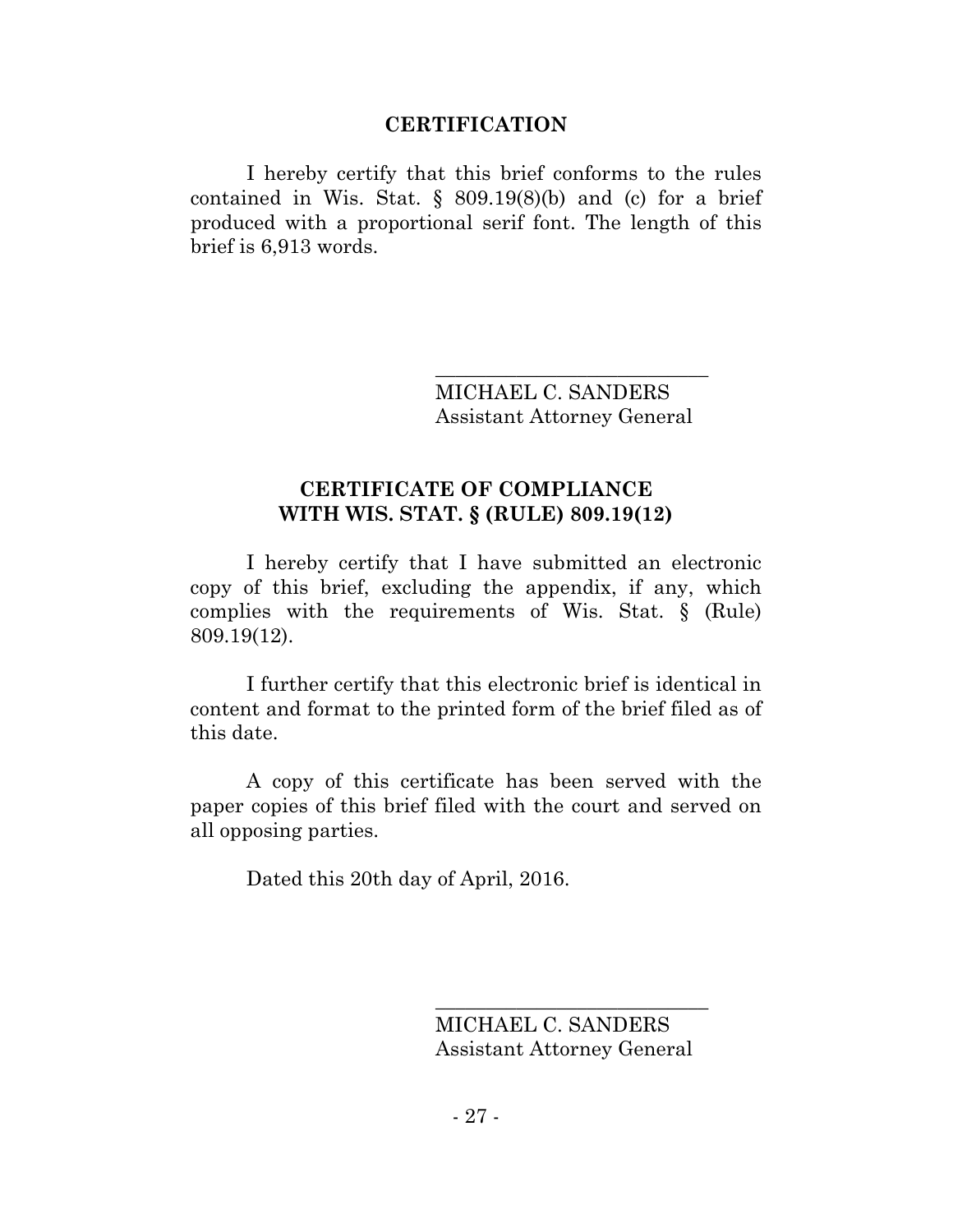## CERTIFICATION

I hereby certify that this brief conforms to the rules contained in Wis. Stat. § 809.19(8)(b) and (c) for a brief produced with a proportional serif font. The length of this brief is 6,913 words.

\_\_\_\_\_\_\_\_\_\_\_\_\_\_\_\_\_\_\_\_\_\_\_\_\_\_\_

MICHAEL C. SANDERS
Assistant Attorney General

## CERTIFICATE OF COMPLIANCE WITH WIS. STAT. § (RULE) 809.19(12)

I hereby certify that I have submitted an electronic copy of this brief, excluding the appendix, if any, which complies with the requirements of Wis. Stat. § (Rule) 809.19(12).

I further certify that this electronic brief is identical in content and format to the printed form of the brief filed as of this date.

A copy of this certificate has been served with the paper copies of this brief filed with the court and served on all opposing parties.

Dated this 20th day of April, 2016.

\_\_\_\_\_\_\_\_\_\_\_\_\_\_\_\_\_\_\_\_\_\_\_\_\_\_\_

MICHAEL C. SANDERS
Assistant Attorney General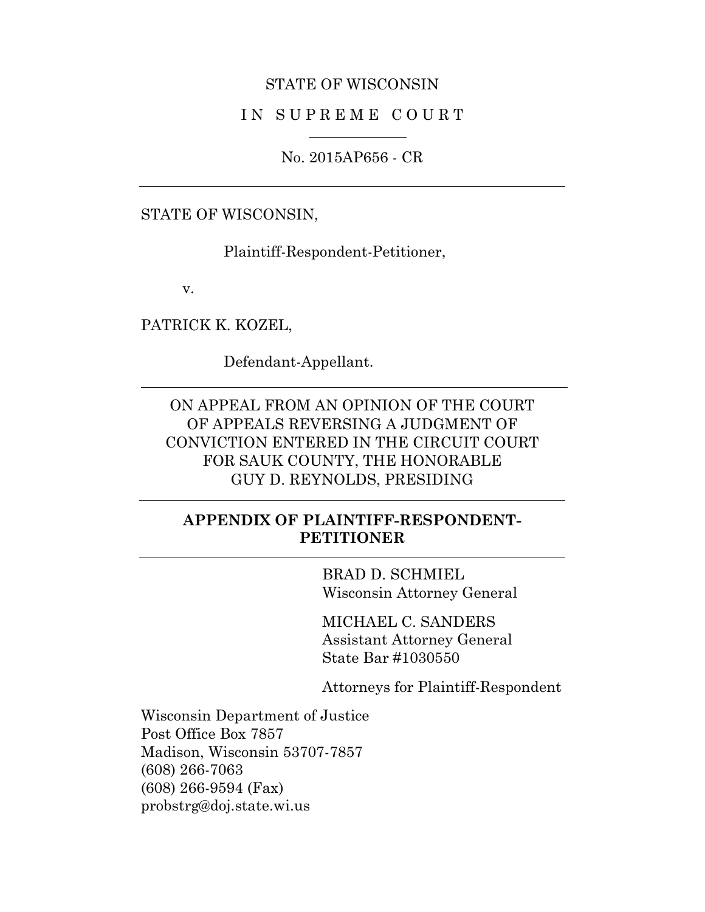STATE OF WISCONSIN

I N  S U P R E M E  C O U R T

No. 2015AP656 - CR

---

STATE OF WISCONSIN,

Plaintiff-Respondent-Petitioner,

v.

PATRICK K. KOZEL,

Defendant-Appellant.

---

ON APPEAL FROM AN OPINION OF THE COURT OF APPEALS REVERSING A JUDGMENT OF CONVICTION ENTERED IN THE CIRCUIT COURT FOR SAUK COUNTY, THE HONORABLE GUY D. REYNOLDS, PRESIDING

---

**APPENDIX OF PLAINTIFF-RESPONDENT-PETITIONER**

---

BRAD D. SCHMIEL
Wisconsin Attorney General

MICHAEL C. SANDERS
Assistant Attorney General
State Bar #1030550

Attorneys for Plaintiff-Respondent

Wisconsin Department of Justice
Post Office Box 7857
Madison, Wisconsin 53707-7857
(608) 266-7063
(608) 266-9594 (Fax)
probstrg@doj.state.wi.us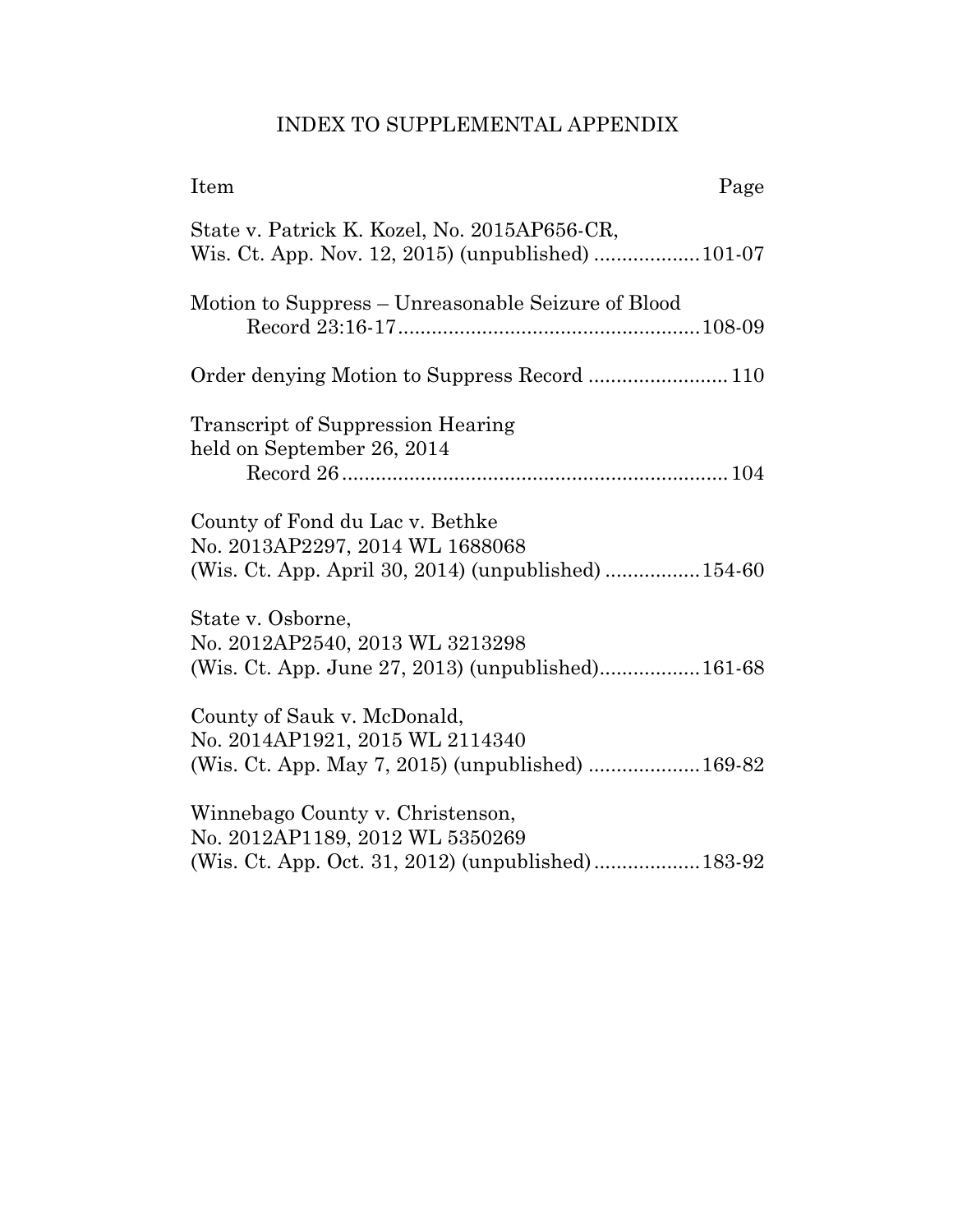# INDEX TO SUPPLEMENTAL APPENDIX

| Item | Page |
|---|---|
| State v. Patrick K. Kozel, No. 2015AP656-CR, Wis. Ct. App. Nov. 12, 2015) (unpublished) | 101-07 |
| Motion to Suppress – Unreasonable Seizure of Blood Record 23:16-17 | 108-09 |
| Order denying Motion to Suppress Record | 110 |
| Transcript of Suppression Hearing held on September 26, 2014 Record 26 | 104 |
| County of Fond du Lac v. Bethke No. 2013AP2297, 2014 WL 1688068 (Wis. Ct. App. April 30, 2014) (unpublished) | 154-60 |
| State v. Osborne, No. 2012AP2540, 2013 WL 3213298 (Wis. Ct. App. June 27, 2013) (unpublished) | 161-68 |
| County of Sauk v. McDonald, No. 2014AP1921, 2015 WL 2114340 (Wis. Ct. App. May 7, 2015) (unpublished) | 169-82 |
| Winnebago County v. Christenson, No. 2012AP1189, 2012 WL 5350269 (Wis. Ct. App. Oct. 31, 2012) (unpublished) | 183-92 |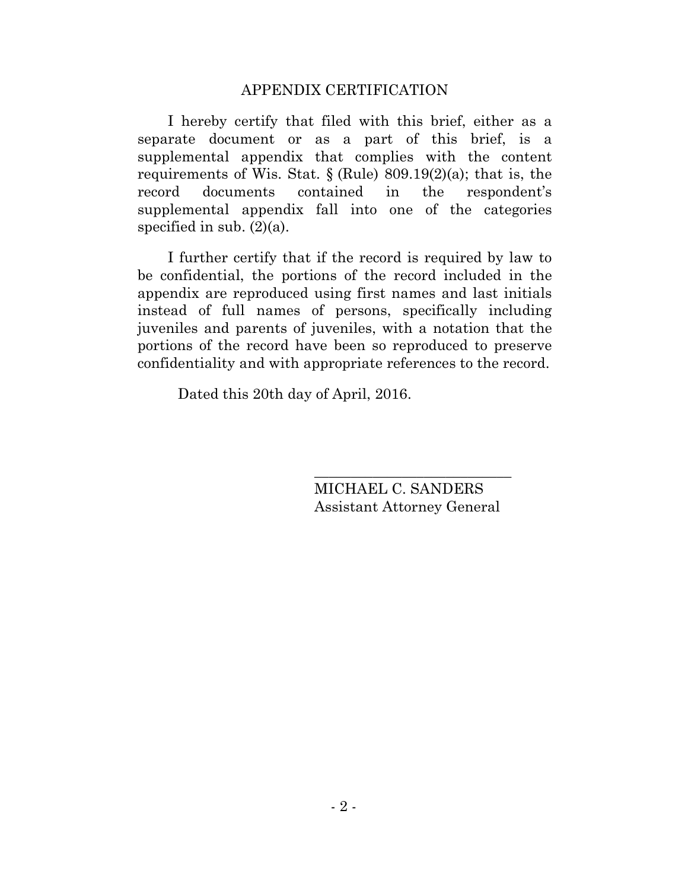## APPENDIX CERTIFICATION

I hereby certify that filed with this brief, either as a separate document or as a part of this brief, is a supplemental appendix that complies with the content requirements of Wis. Stat. § (Rule) 809.19(2)(a); that is, the record documents contained in the respondent's supplemental appendix fall into one of the categories specified in sub. (2)(a).

I further certify that if the record is required by law to be confidential, the portions of the record included in the appendix are reproduced using first names and last initials instead of full names of persons, specifically including juveniles and parents of juveniles, with a notation that the portions of the record have been so reproduced to preserve confidentiality and with appropriate references to the record.

Dated this 20th day of April, 2016.

\_\_\_\_\_\_\_\_\_\_\_\_\_\_\_\_\_\_\_\_\_\_\_\_\_\_\_
MICHAEL C. SANDERS
Assistant Attorney General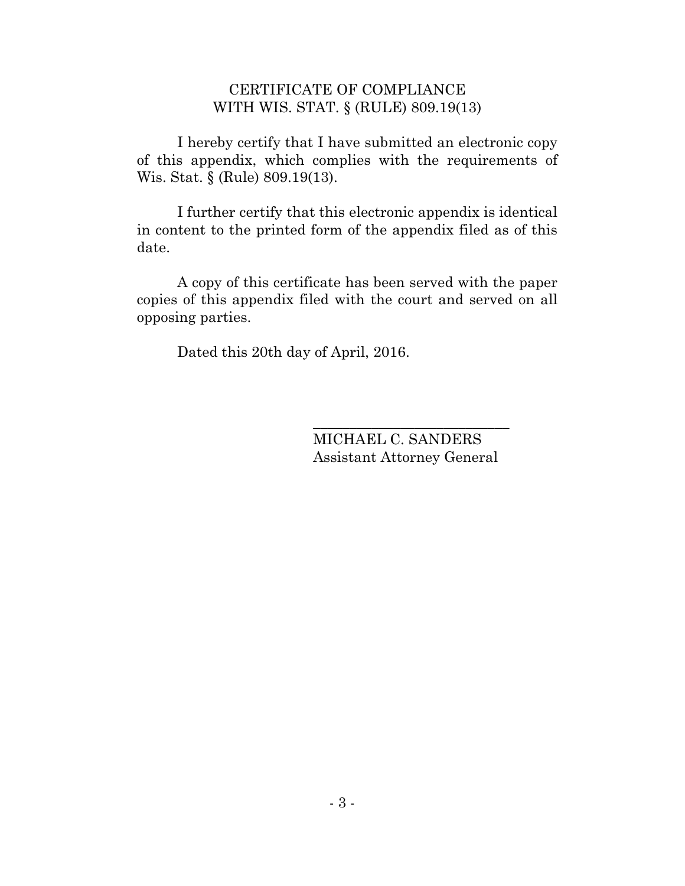# CERTIFICATE OF COMPLIANCE WITH WIS. STAT. § (RULE) 809.19(13)

I hereby certify that I have submitted an electronic copy of this appendix, which complies with the requirements of Wis. Stat. § (Rule) 809.19(13).

I further certify that this electronic appendix is identical in content to the printed form of the appendix filed as of this date.

A copy of this certificate has been served with the paper copies of this appendix filed with the court and served on all opposing parties.

Dated this 20th day of April, 2016.

\_\_\_\_\_\_\_\_\_\_\_\_\_\_\_\_\_\_\_\_\_\_\_\_\_\_\_\_

MICHAEL C. SANDERS
Assistant Attorney General